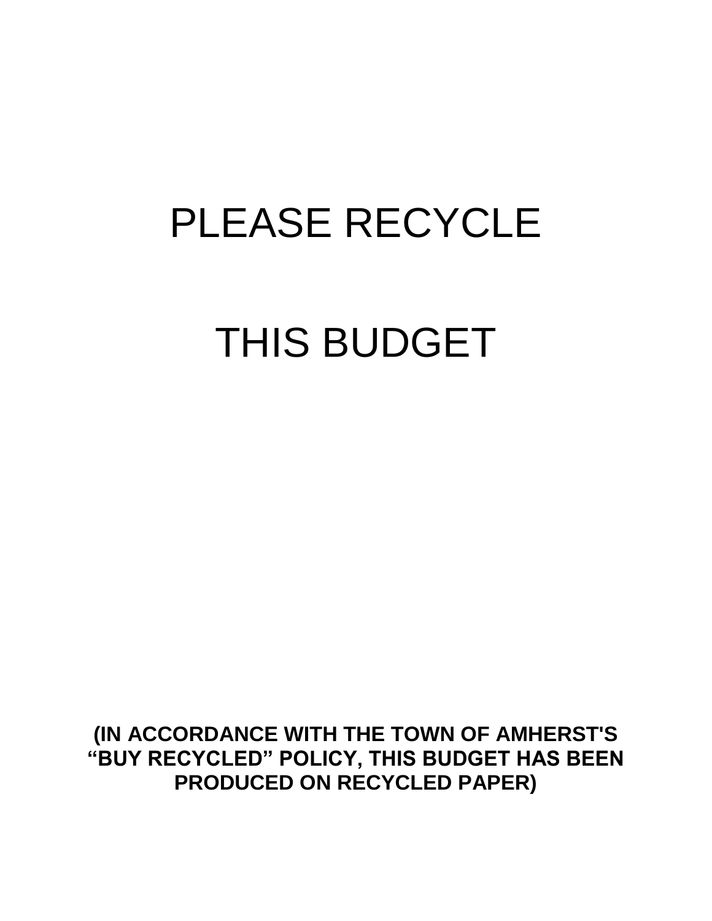# PLEASE RECYCLE

# THIS BUDGET

**(IN ACCORDANCE WITH THE TOWN OF AMHERST'S "BUY RECYCLED" POLICY, THIS BUDGET HAS BEEN PRODUCED ON RECYCLED PAPER)**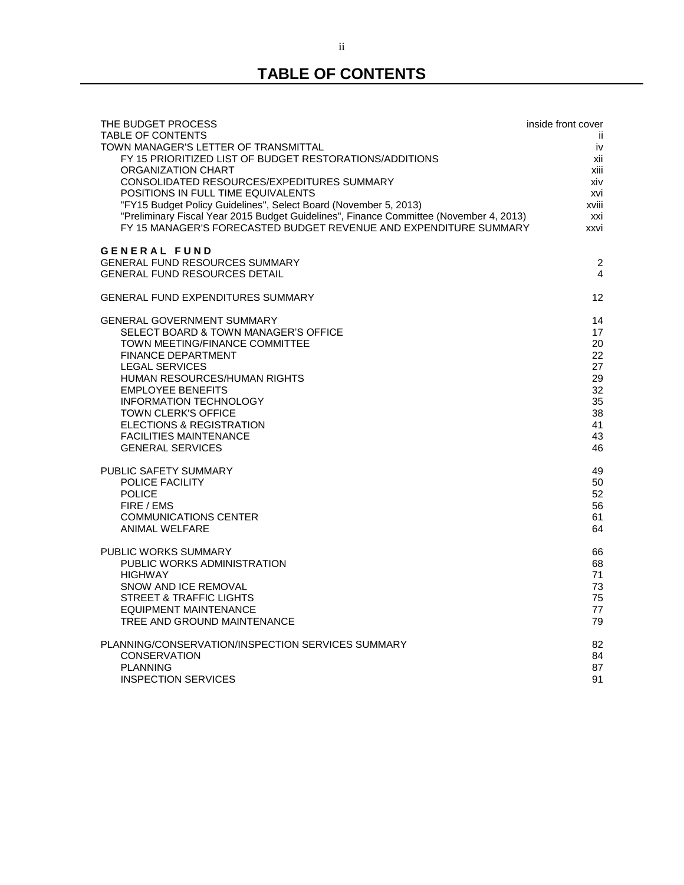# TABLE OF CONTENTS

| | |
|---|---|
| THE BUDGET PROCESS | inside front cover |
| TABLE OF CONTENTS | ii |
| TOWN MANAGER'S LETTER OF TRANSMITTAL | iv |
| FY 15 PRIORITIZED LIST OF BUDGET RESTORATIONS/ADDITIONS | xii |
| ORGANIZATION CHART | xiii |
| CONSOLIDATED RESOURCES/EXPEDITURES SUMMARY | xiv |
| POSITIONS IN FULL TIME EQUIVALENTS | xvi |
| "FY15 Budget Policy Guidelines", Select Board (November 5, 2013) | xviii |
| "Preliminary Fiscal Year 2015 Budget Guidelines", Finance Committee (November 4, 2013) | xxi |
| FY 15 MANAGER'S FORECASTED BUDGET REVENUE AND EXPENDITURE SUMMARY | xxvi |
| **G E N E R A L   F U N D** | |
| GENERAL FUND RESOURCES SUMMARY | 2 |
| GENERAL FUND RESOURCES DETAIL | 4 |
| GENERAL FUND EXPENDITURES SUMMARY | 12 |
| GENERAL GOVERNMENT SUMMARY | 14 |
| SELECT BOARD & TOWN MANAGER'S OFFICE | 17 |
| TOWN MEETING/FINANCE COMMITTEE | 20 |
| FINANCE DEPARTMENT | 22 |
| LEGAL SERVICES | 27 |
| HUMAN RESOURCES/HUMAN RIGHTS | 29 |
| EMPLOYEE BENEFITS | 32 |
| INFORMATION TECHNOLOGY | 35 |
| TOWN CLERK'S OFFICE | 38 |
| ELECTIONS & REGISTRATION | 41 |
| FACILITIES MAINTENANCE | 43 |
| GENERAL SERVICES | 46 |
| PUBLIC SAFETY SUMMARY | 49 |
| POLICE FACILITY | 50 |
| POLICE | 52 |
| FIRE / EMS | 56 |
| COMMUNICATIONS CENTER | 61 |
| ANIMAL WELFARE | 64 |
| PUBLIC WORKS SUMMARY | 66 |
| PUBLIC WORKS ADMINISTRATION | 68 |
| HIGHWAY | 71 |
| SNOW AND ICE REMOVAL | 73 |
| STREET & TRAFFIC LIGHTS | 75 |
| EQUIPMENT MAINTENANCE | 77 |
| TREE AND GROUND MAINTENANCE | 79 |
| PLANNING/CONSERVATION/INSPECTION SERVICES SUMMARY | 82 |
| CONSERVATION | 84 |
| PLANNING | 87 |
| INSPECTION SERVICES | 91 |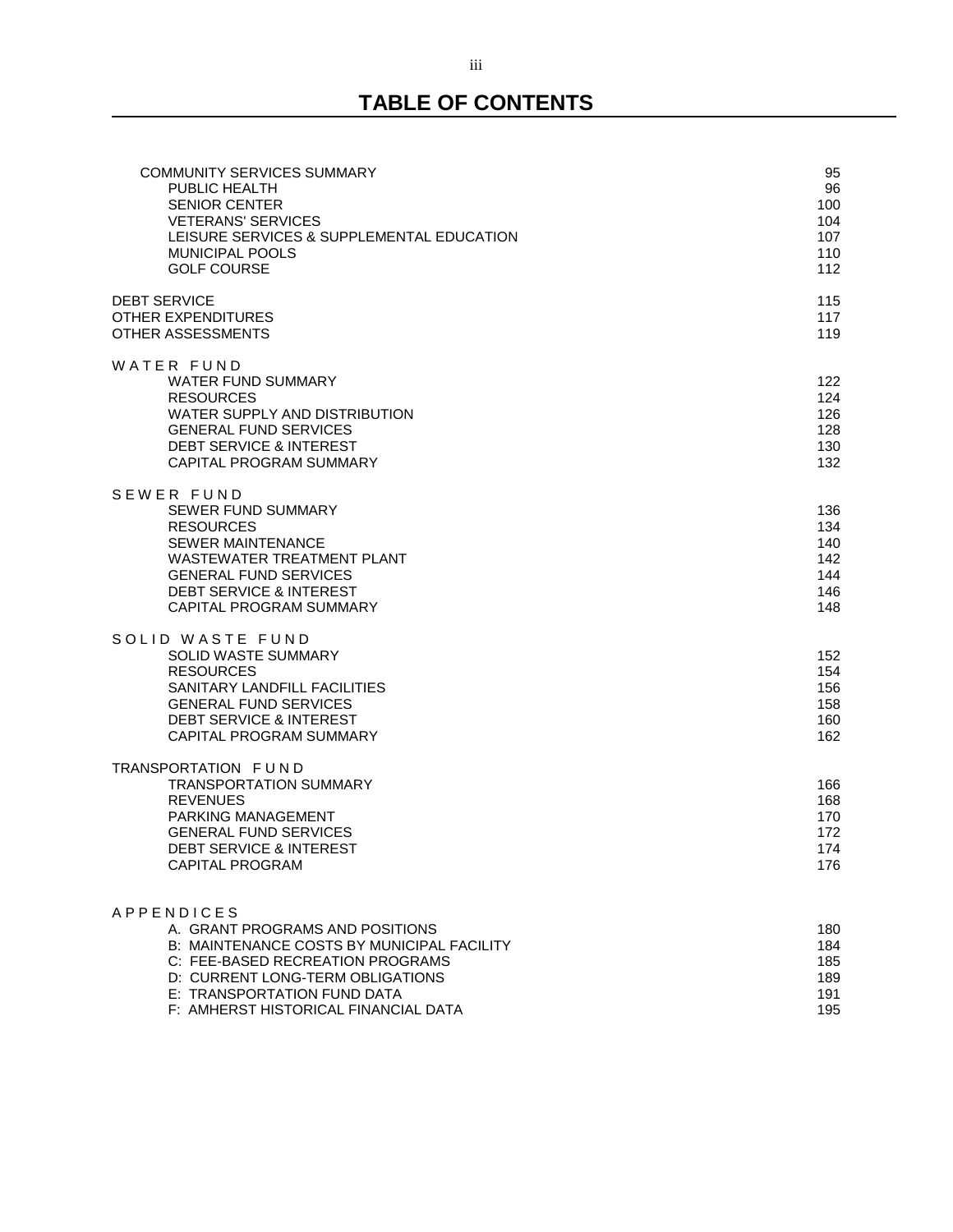# TABLE OF CONTENTS

| | |
|---|---|
| COMMUNITY SERVICES SUMMARY | 95 |
| PUBLIC HEALTH | 96 |
| SENIOR CENTER | 100 |
| VETERANS' SERVICES | 104 |
| LEISURE SERVICES & SUPPLEMENTAL EDUCATION | 107 |
| MUNICIPAL POOLS | 110 |
| GOLF COURSE | 112 |
| DEBT SERVICE | 115 |
| OTHER EXPENDITURES | 117 |
| OTHER ASSESSMENTS | 119 |
| WATER FUND | |
| WATER FUND SUMMARY | 122 |
| RESOURCES | 124 |
| WATER SUPPLY AND DISTRIBUTION | 126 |
| GENERAL FUND SERVICES | 128 |
| DEBT SERVICE & INTEREST | 130 |
| CAPITAL PROGRAM SUMMARY | 132 |
| SEWER FUND | |
| SEWER FUND SUMMARY | 136 |
| RESOURCES | 134 |
| SEWER MAINTENANCE | 140 |
| WASTEWATER TREATMENT PLANT | 142 |
| GENERAL FUND SERVICES | 144 |
| DEBT SERVICE & INTEREST | 146 |
| CAPITAL PROGRAM SUMMARY | 148 |
| SOLID WASTE FUND | |
| SOLID WASTE SUMMARY | 152 |
| RESOURCES | 154 |
| SANITARY LANDFILL FACILITIES | 156 |
| GENERAL FUND SERVICES | 158 |
| DEBT SERVICE & INTEREST | 160 |
| CAPITAL PROGRAM SUMMARY | 162 |
| TRANSPORTATION FUND | |
| TRANSPORTATION SUMMARY | 166 |
| REVENUES | 168 |
| PARKING MANAGEMENT | 170 |
| GENERAL FUND SERVICES | 172 |
| DEBT SERVICE & INTEREST | 174 |
| CAPITAL PROGRAM | 176 |
| APPENDICES | |
| A. GRANT PROGRAMS AND POSITIONS | 180 |
| B: MAINTENANCE COSTS BY MUNICIPAL FACILITY | 184 |
| C: FEE-BASED RECREATION PROGRAMS | 185 |
| D: CURRENT LONG-TERM OBLIGATIONS | 189 |
| E: TRANSPORTATION FUND DATA | 191 |
| F: AMHERST HISTORICAL FINANCIAL DATA | 195 |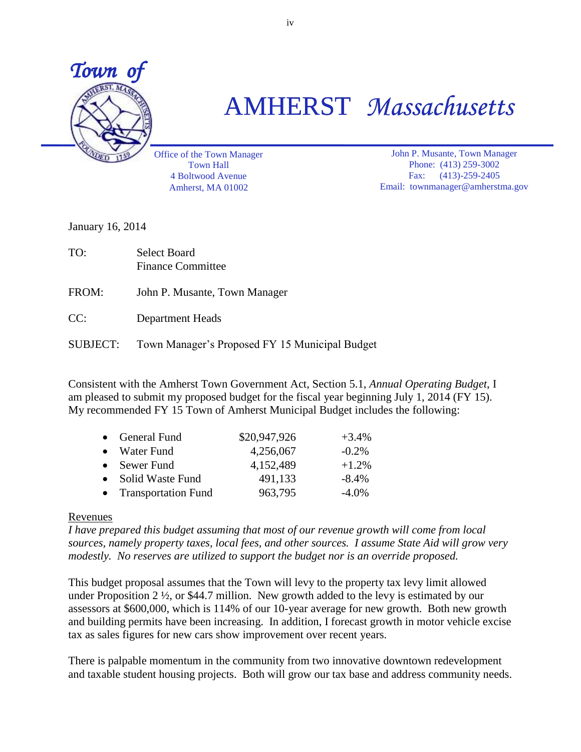# Town of AMHERST Massachusetts

Office of the Town Manager
Town Hall
4 Boltwood Avenue
Amherst, MA 01002

John P. Musante, Town Manager
Phone: (413) 259-3002
Fax: (413)-259-2405
Email: townmanager@amherstma.gov

January 16, 2014

TO: Select Board
Finance Committee

FROM: John P. Musante, Town Manager

CC: Department Heads

SUBJECT: Town Manager's Proposed FY 15 Municipal Budget

Consistent with the Amherst Town Government Act, Section 5.1, *Annual Operating Budget*, I am pleased to submit my proposed budget for the fiscal year beginning July 1, 2014 (FY 15). My recommended FY 15 Town of Amherst Municipal Budget includes the following:

| | | |
|---|---|---|
| • General Fund | $20,947,926 | +3.4% |
| • Water Fund | 4,256,067 | -0.2% |
| • Sewer Fund | 4,152,489 | +1.2% |
| • Solid Waste Fund | 491,133 | -8.4% |
| • Transportation Fund | 963,795 | -4.0% |

<u>Revenues</u>

*I have prepared this budget assuming that most of our revenue growth will come from local sources, namely property taxes, local fees, and other sources. I assume State Aid will grow very modestly. No reserves are utilized to support the budget nor is an override proposed.*

This budget proposal assumes that the Town will levy to the property tax levy limit allowed under Proposition 2 ½, or $44.7 million. New growth added to the levy is estimated by our assessors at $600,000, which is 114% of our 10-year average for new growth. Both new growth and building permits have been increasing. In addition, I forecast growth in motor vehicle excise tax as sales figures for new cars show improvement over recent years.

There is palpable momentum in the community from two innovative downtown redevelopment and taxable student housing projects. Both will grow our tax base and address community needs.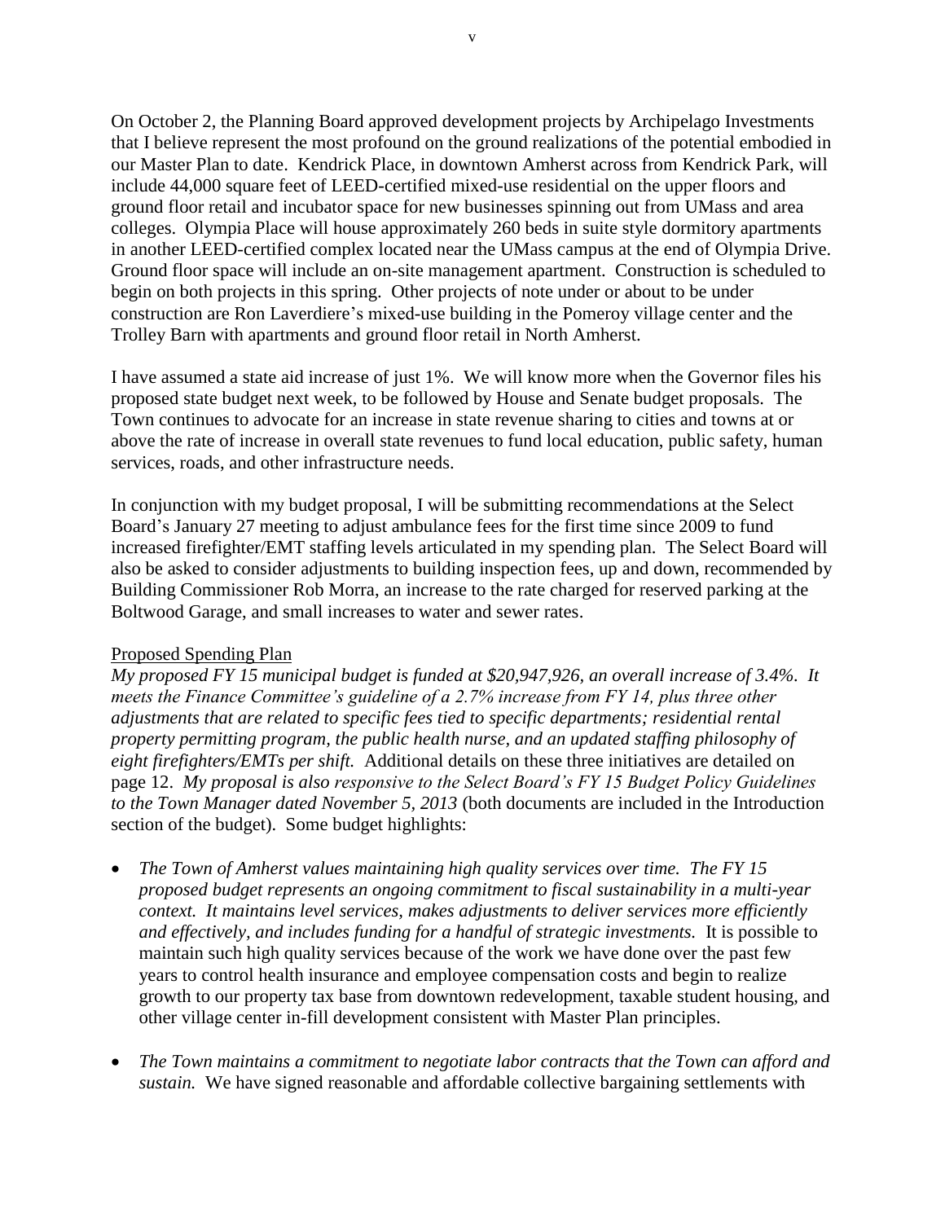On October 2, the Planning Board approved development projects by Archipelago Investments that I believe represent the most profound on the ground realizations of the potential embodied in our Master Plan to date. Kendrick Place, in downtown Amherst across from Kendrick Park, will include 44,000 square feet of LEED-certified mixed-use residential on the upper floors and ground floor retail and incubator space for new businesses spinning out from UMass and area colleges. Olympia Place will house approximately 260 beds in suite style dormitory apartments in another LEED-certified complex located near the UMass campus at the end of Olympia Drive. Ground floor space will include an on-site management apartment. Construction is scheduled to begin on both projects in this spring. Other projects of note under or about to be under construction are Ron Laverdiere's mixed-use building in the Pomeroy village center and the Trolley Barn with apartments and ground floor retail in North Amherst.

I have assumed a state aid increase of just 1%. We will know more when the Governor files his proposed state budget next week, to be followed by House and Senate budget proposals. The Town continues to advocate for an increase in state revenue sharing to cities and towns at or above the rate of increase in overall state revenues to fund local education, public safety, human services, roads, and other infrastructure needs.

In conjunction with my budget proposal, I will be submitting recommendations at the Select Board's January 27 meeting to adjust ambulance fees for the first time since 2009 to fund increased firefighter/EMT staffing levels articulated in my spending plan. The Select Board will also be asked to consider adjustments to building inspection fees, up and down, recommended by Building Commissioner Rob Morra, an increase to the rate charged for reserved parking at the Boltwood Garage, and small increases to water and sewer rates.

Proposed Spending Plan

*My proposed FY 15 municipal budget is funded at $20,947,926, an overall increase of 3.4%. It meets the Finance Committee's guideline of a 2.7% increase from FY 14, plus three other adjustments that are related to specific fees tied to specific departments; residential rental property permitting program, the public health nurse, and an updated staffing philosophy of eight firefighters/EMTs per shift.* Additional details on these three initiatives are detailed on page 12. *My proposal is also responsive to the Select Board's FY 15 Budget Policy Guidelines to the Town Manager dated November 5, 2013* (both documents are included in the Introduction section of the budget). Some budget highlights:

- *The Town of Amherst values maintaining high quality services over time. The FY 15 proposed budget represents an ongoing commitment to fiscal sustainability in a multi-year context. It maintains level services, makes adjustments to deliver services more efficiently and effectively, and includes funding for a handful of strategic investments.* It is possible to maintain such high quality services because of the work we have done over the past few years to control health insurance and employee compensation costs and begin to realize growth to our property tax base from downtown redevelopment, taxable student housing, and other village center in-fill development consistent with Master Plan principles.

- *The Town maintains a commitment to negotiate labor contracts that the Town can afford and sustain.* We have signed reasonable and affordable collective bargaining settlements with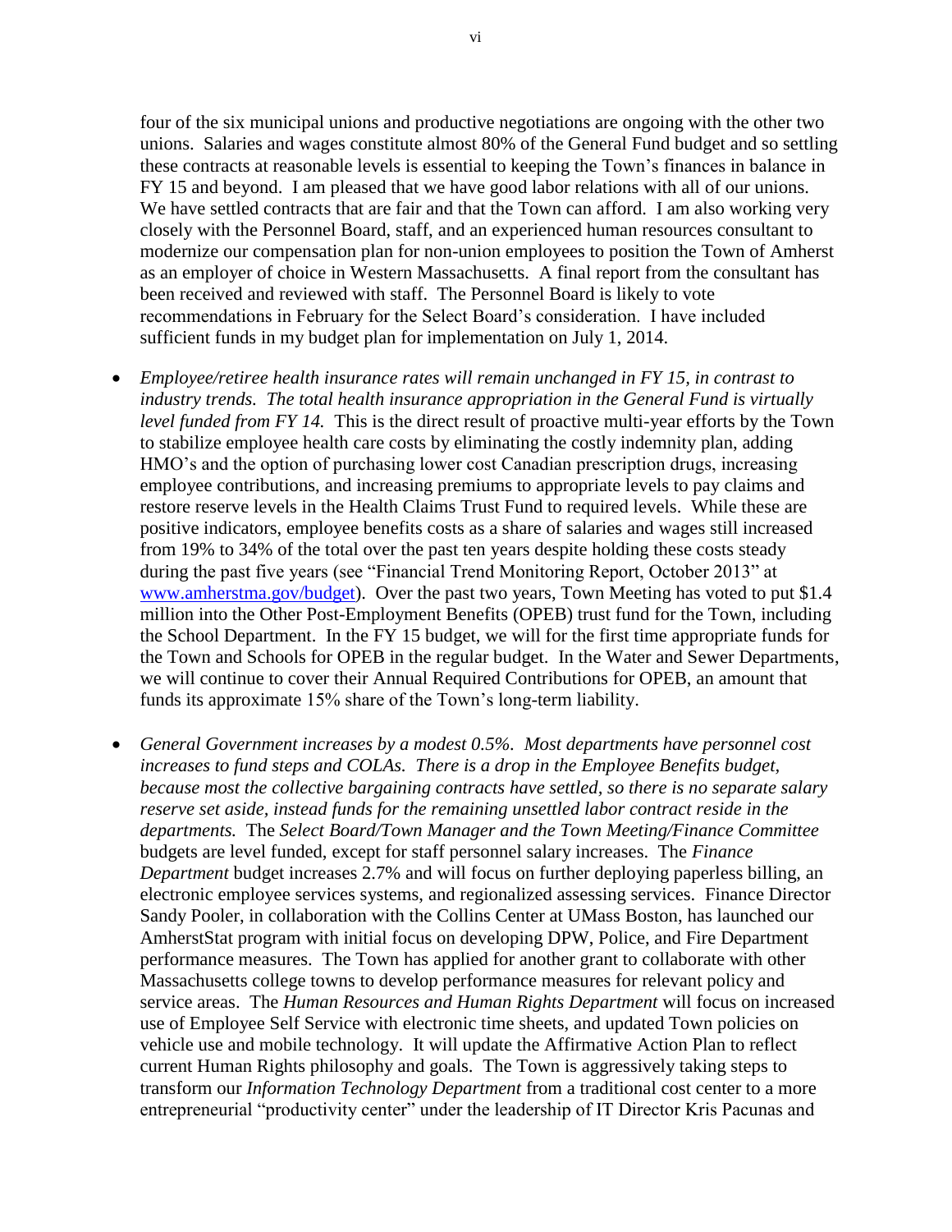four of the six municipal unions and productive negotiations are ongoing with the other two unions. Salaries and wages constitute almost 80% of the General Fund budget and so settling these contracts at reasonable levels is essential to keeping the Town's finances in balance in FY 15 and beyond. I am pleased that we have good labor relations with all of our unions. We have settled contracts that are fair and that the Town can afford. I am also working very closely with the Personnel Board, staff, and an experienced human resources consultant to modernize our compensation plan for non-union employees to position the Town of Amherst as an employer of choice in Western Massachusetts. A final report from the consultant has been received and reviewed with staff. The Personnel Board is likely to vote recommendations in February for the Select Board's consideration. I have included sufficient funds in my budget plan for implementation on July 1, 2014.

- *Employee/retiree health insurance rates will remain unchanged in FY 15, in contrast to industry trends. The total health insurance appropriation in the General Fund is virtually level funded from FY 14.* This is the direct result of proactive multi-year efforts by the Town to stabilize employee health care costs by eliminating the costly indemnity plan, adding HMO's and the option of purchasing lower cost Canadian prescription drugs, increasing employee contributions, and increasing premiums to appropriate levels to pay claims and restore reserve levels in the Health Claims Trust Fund to required levels. While these are positive indicators, employee benefits costs as a share of salaries and wages still increased from 19% to 34% of the total over the past ten years despite holding these costs steady during the past five years (see "Financial Trend Monitoring Report, October 2013" at [www.amherstma.gov/budget](www.amherstma.gov/budget)). Over the past two years, Town Meeting has voted to put $1.4 million into the Other Post-Employment Benefits (OPEB) trust fund for the Town, including the School Department. In the FY 15 budget, we will for the first time appropriate funds for the Town and Schools for OPEB in the regular budget. In the Water and Sewer Departments, we will continue to cover their Annual Required Contributions for OPEB, an amount that funds its approximate 15% share of the Town's long-term liability.

- *General Government increases by a modest 0.5%. Most departments have personnel cost increases to fund steps and COLAs. There is a drop in the Employee Benefits budget, because most the collective bargaining contracts have settled, so there is no separate salary reserve set aside, instead funds for the remaining unsettled labor contract reside in the departments.* The *Select Board/Town Manager and the Town Meeting/Finance Committee* budgets are level funded, except for staff personnel salary increases. The *Finance Department* budget increases 2.7% and will focus on further deploying paperless billing, an electronic employee services systems, and regionalized assessing services. Finance Director Sandy Pooler, in collaboration with the Collins Center at UMass Boston, has launched our AmherstStat program with initial focus on developing DPW, Police, and Fire Department performance measures. The Town has applied for another grant to collaborate with other Massachusetts college towns to develop performance measures for relevant policy and service areas. The *Human Resources and Human Rights Department* will focus on increased use of Employee Self Service with electronic time sheets, and updated Town policies on vehicle use and mobile technology. It will update the Affirmative Action Plan to reflect current Human Rights philosophy and goals. The Town is aggressively taking steps to transform our *Information Technology Department* from a traditional cost center to a more entrepreneurial "productivity center" under the leadership of IT Director Kris Pacunas and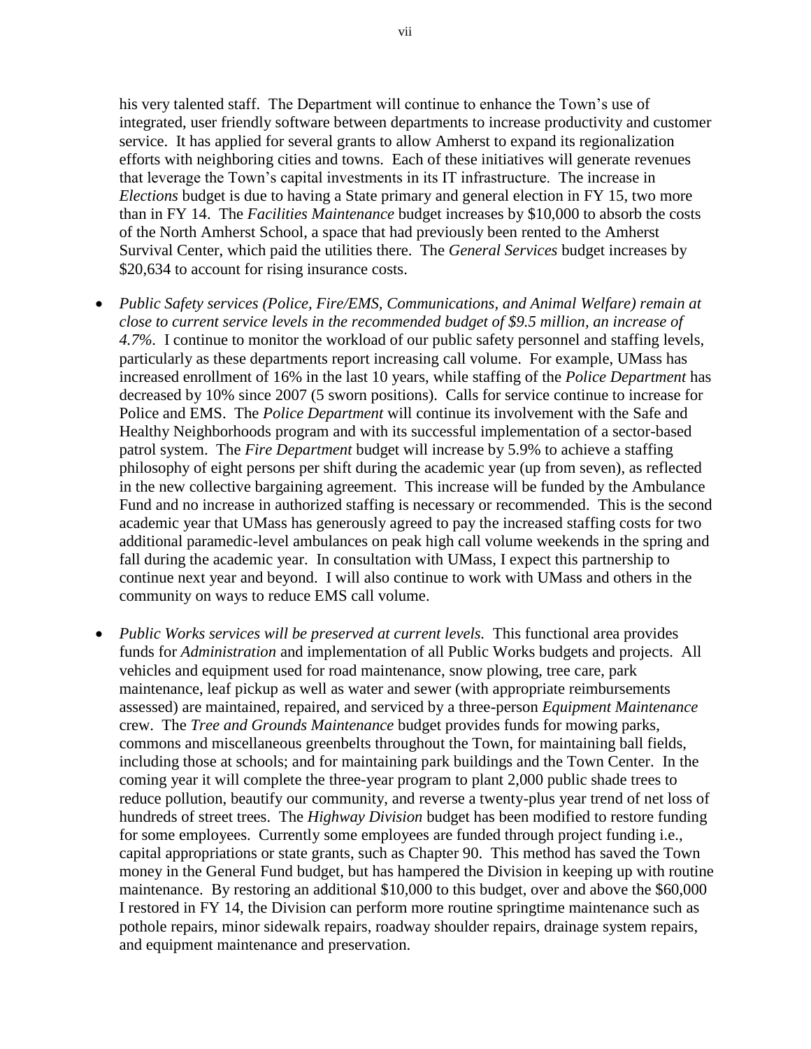his very talented staff. The Department will continue to enhance the Town's use of integrated, user friendly software between departments to increase productivity and customer service. It has applied for several grants to allow Amherst to expand its regionalization efforts with neighboring cities and towns. Each of these initiatives will generate revenues that leverage the Town's capital investments in its IT infrastructure. The increase in *Elections* budget is due to having a State primary and general election in FY 15, two more than in FY 14. The *Facilities Maintenance* budget increases by $10,000 to absorb the costs of the North Amherst School, a space that had previously been rented to the Amherst Survival Center, which paid the utilities there. The *General Services* budget increases by $20,634 to account for rising insurance costs.

- *Public Safety services (Police, Fire/EMS, Communications, and Animal Welfare) remain at close to current service levels in the recommended budget of $9.5 million, an increase of 4.7%.* I continue to monitor the workload of our public safety personnel and staffing levels, particularly as these departments report increasing call volume. For example, UMass has increased enrollment of 16% in the last 10 years, while staffing of the *Police Department* has decreased by 10% since 2007 (5 sworn positions). Calls for service continue to increase for Police and EMS. The *Police Department* will continue its involvement with the Safe and Healthy Neighborhoods program and with its successful implementation of a sector-based patrol system. The *Fire Department* budget will increase by 5.9% to achieve a staffing philosophy of eight persons per shift during the academic year (up from seven), as reflected in the new collective bargaining agreement. This increase will be funded by the Ambulance Fund and no increase in authorized staffing is necessary or recommended. This is the second academic year that UMass has generously agreed to pay the increased staffing costs for two additional paramedic-level ambulances on peak high call volume weekends in the spring and fall during the academic year. In consultation with UMass, I expect this partnership to continue next year and beyond. I will also continue to work with UMass and others in the community on ways to reduce EMS call volume.

- *Public Works services will be preserved at current levels.* This functional area provides funds for *Administration* and implementation of all Public Works budgets and projects. All vehicles and equipment used for road maintenance, snow plowing, tree care, park maintenance, leaf pickup as well as water and sewer (with appropriate reimbursements assessed) are maintained, repaired, and serviced by a three-person *Equipment Maintenance* crew. The *Tree and Grounds Maintenance* budget provides funds for mowing parks, commons and miscellaneous greenbelts throughout the Town, for maintaining ball fields, including those at schools; and for maintaining park buildings and the Town Center. In the coming year it will complete the three-year program to plant 2,000 public shade trees to reduce pollution, beautify our community, and reverse a twenty-plus year trend of net loss of hundreds of street trees. The *Highway Division* budget has been modified to restore funding for some employees. Currently some employees are funded through project funding i.e., capital appropriations or state grants, such as Chapter 90. This method has saved the Town money in the General Fund budget, but has hampered the Division in keeping up with routine maintenance. By restoring an additional $10,000 to this budget, over and above the $60,000 I restored in FY 14, the Division can perform more routine springtime maintenance such as pothole repairs, minor sidewalk repairs, roadway shoulder repairs, drainage system repairs, and equipment maintenance and preservation.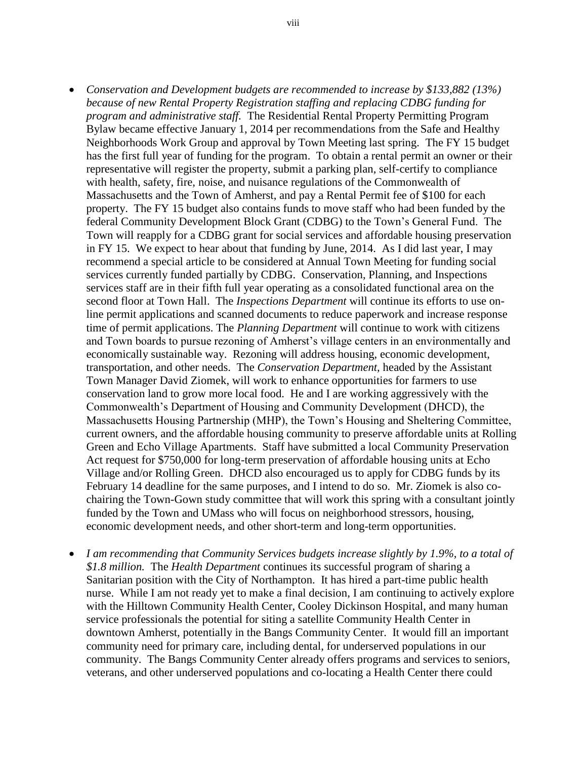- *Conservation and Development budgets are recommended to increase by $133,882 (13%) because of new Rental Property Registration staffing and replacing CDBG funding for program and administrative staff.* The Residential Rental Property Permitting Program Bylaw became effective January 1, 2014 per recommendations from the Safe and Healthy Neighborhoods Work Group and approval by Town Meeting last spring. The FY 15 budget has the first full year of funding for the program. To obtain a rental permit an owner or their representative will register the property, submit a parking plan, self-certify to compliance with health, safety, fire, noise, and nuisance regulations of the Commonwealth of Massachusetts and the Town of Amherst, and pay a Rental Permit fee of $100 for each property. The FY 15 budget also contains funds to move staff who had been funded by the federal Community Development Block Grant (CDBG) to the Town's General Fund. The Town will reapply for a CDBG grant for social services and affordable housing preservation in FY 15. We expect to hear about that funding by June, 2014. As I did last year, I may recommend a special article to be considered at Annual Town Meeting for funding social services currently funded partially by CDBG. Conservation, Planning, and Inspections services staff are in their fifth full year operating as a consolidated functional area on the second floor at Town Hall. The *Inspections Department* will continue its efforts to use on-line permit applications and scanned documents to reduce paperwork and increase response time of permit applications. The *Planning Department* will continue to work with citizens and Town boards to pursue rezoning of Amherst's village centers in an environmentally and economically sustainable way. Rezoning will address housing, economic development, transportation, and other needs. The *Conservation Department,* headed by the Assistant Town Manager David Ziomek, will work to enhance opportunities for farmers to use conservation land to grow more local food. He and I are working aggressively with the Commonwealth's Department of Housing and Community Development (DHCD), the Massachusetts Housing Partnership (MHP), the Town's Housing and Sheltering Committee, current owners, and the affordable housing community to preserve affordable units at Rolling Green and Echo Village Apartments. Staff have submitted a local Community Preservation Act request for $750,000 for long-term preservation of affordable housing units at Echo Village and/or Rolling Green. DHCD also encouraged us to apply for CDBG funds by its February 14 deadline for the same purposes, and I intend to do so. Mr. Ziomek is also co-chairing the Town-Gown study committee that will work this spring with a consultant jointly funded by the Town and UMass who will focus on neighborhood stressors, housing, economic development needs, and other short-term and long-term opportunities.

- *I am recommending that Community Services budgets increase slightly by 1.9%, to a total of $1.8 million.* The *Health Department* continues its successful program of sharing a Sanitarian position with the City of Northampton. It has hired a part-time public health nurse. While I am not ready yet to make a final decision, I am continuing to actively explore with the Hilltown Community Health Center, Cooley Dickinson Hospital, and many human service professionals the potential for siting a satellite Community Health Center in downtown Amherst, potentially in the Bangs Community Center. It would fill an important community need for primary care, including dental, for underserved populations in our community. The Bangs Community Center already offers programs and services to seniors, veterans, and other underserved populations and co-locating a Health Center there could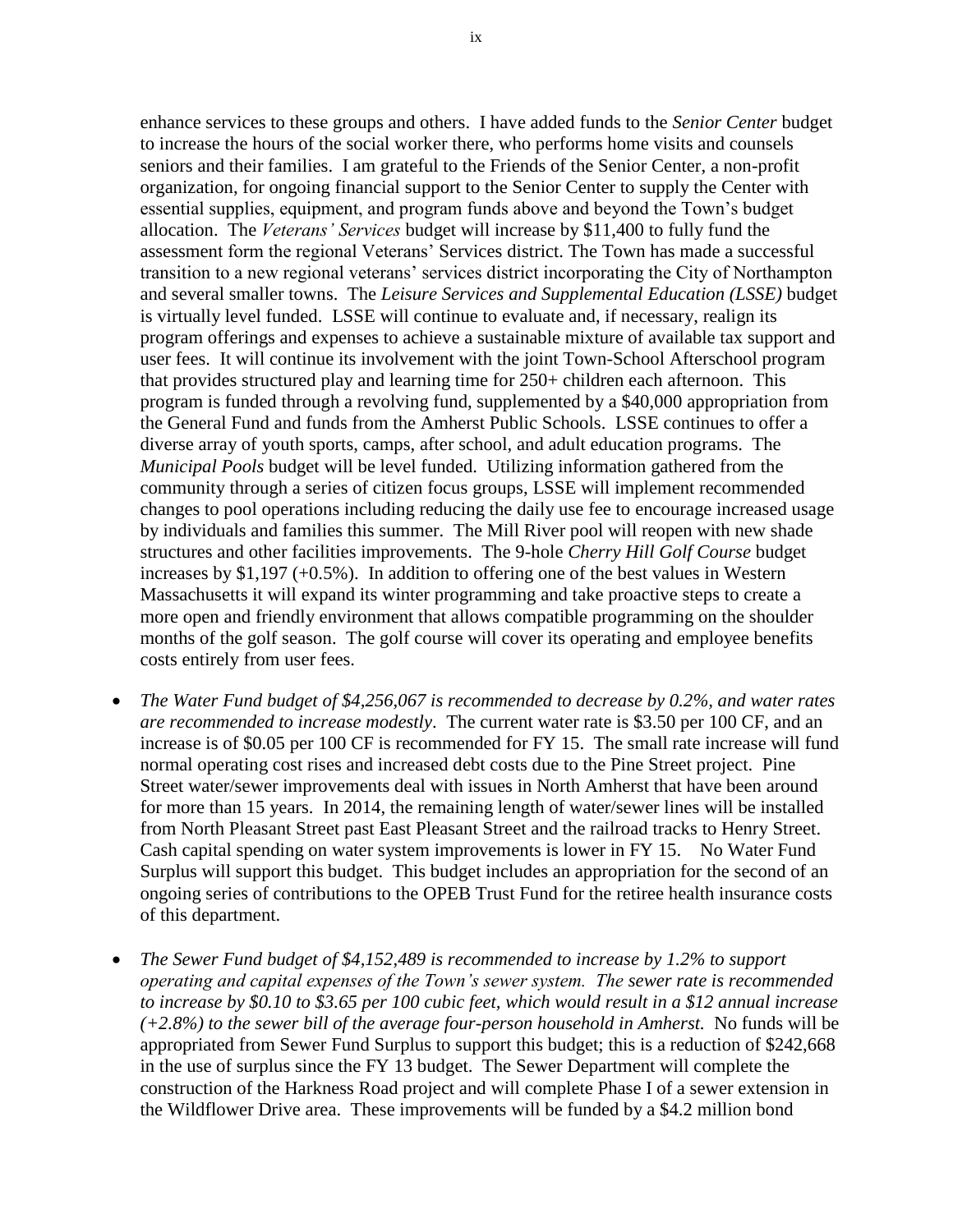enhance services to these groups and others. I have added funds to the *Senior Center* budget to increase the hours of the social worker there, who performs home visits and counsels seniors and their families. I am grateful to the Friends of the Senior Center, a non-profit organization, for ongoing financial support to the Senior Center to supply the Center with essential supplies, equipment, and program funds above and beyond the Town's budget allocation. The *Veterans' Services* budget will increase by $11,400 to fully fund the assessment form the regional Veterans' Services district. The Town has made a successful transition to a new regional veterans' services district incorporating the City of Northampton and several smaller towns. The *Leisure Services and Supplemental Education (LSSE)* budget is virtually level funded. LSSE will continue to evaluate and, if necessary, realign its program offerings and expenses to achieve a sustainable mixture of available tax support and user fees. It will continue its involvement with the joint Town-School Afterschool program that provides structured play and learning time for 250+ children each afternoon. This program is funded through a revolving fund, supplemented by a $40,000 appropriation from the General Fund and funds from the Amherst Public Schools. LSSE continues to offer a diverse array of youth sports, camps, after school, and adult education programs. The *Municipal Pools* budget will be level funded. Utilizing information gathered from the community through a series of citizen focus groups, LSSE will implement recommended changes to pool operations including reducing the daily use fee to encourage increased usage by individuals and families this summer. The Mill River pool will reopen with new shade structures and other facilities improvements. The 9-hole *Cherry Hill Golf Course* budget increases by $1,197 (+0.5%). In addition to offering one of the best values in Western Massachusetts it will expand its winter programming and take proactive steps to create a more open and friendly environment that allows compatible programming on the shoulder months of the golf season. The golf course will cover its operating and employee benefits costs entirely from user fees.

- *The Water Fund budget of $4,256,067 is recommended to decrease by 0.2%, and water rates are recommended to increase modestly*. The current water rate is $3.50 per 100 CF, and an increase is of $0.05 per 100 CF is recommended for FY 15. The small rate increase will fund normal operating cost rises and increased debt costs due to the Pine Street project. Pine Street water/sewer improvements deal with issues in North Amherst that have been around for more than 15 years. In 2014, the remaining length of water/sewer lines will be installed from North Pleasant Street past East Pleasant Street and the railroad tracks to Henry Street. Cash capital spending on water system improvements is lower in FY 15. No Water Fund Surplus will support this budget. This budget includes an appropriation for the second of an ongoing series of contributions to the OPEB Trust Fund for the retiree health insurance costs of this department.

- *The Sewer Fund budget of $4,152,489 is recommended to increase by 1.2% to support operating and capital expenses of the Town's sewer system. The sewer rate is recommended to increase by $0.10 to $3.65 per 100 cubic feet, which would result in a $12 annual increase (+2.8%) to the sewer bill of the average four-person household in Amherst.* No funds will be appropriated from Sewer Fund Surplus to support this budget; this is a reduction of $242,668 in the use of surplus since the FY 13 budget. The Sewer Department will complete the construction of the Harkness Road project and will complete Phase I of a sewer extension in the Wildflower Drive area. These improvements will be funded by a $4.2 million bond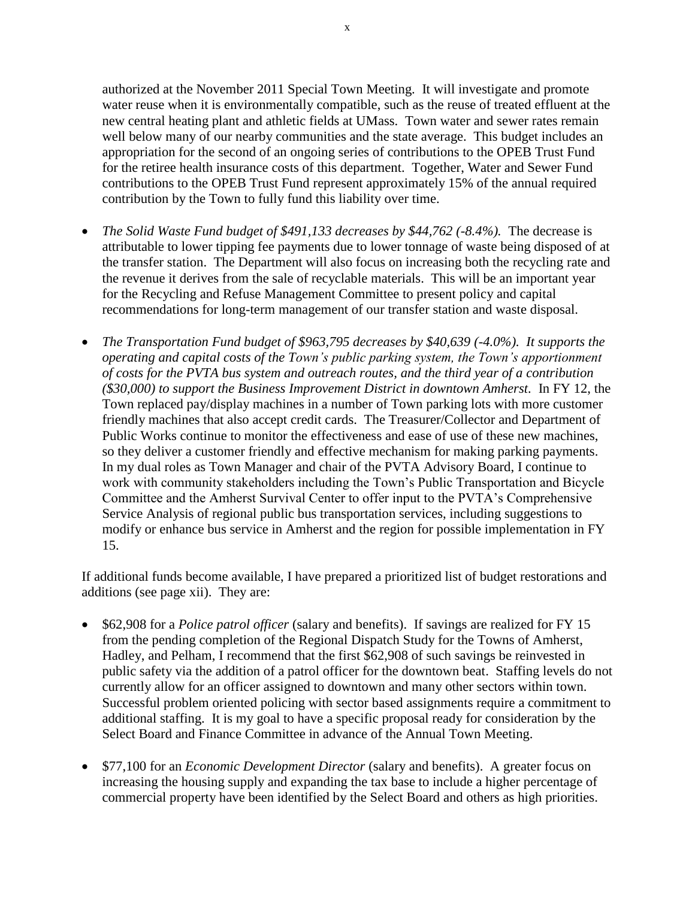authorized at the November 2011 Special Town Meeting. It will investigate and promote water reuse when it is environmentally compatible, such as the reuse of treated effluent at the new central heating plant and athletic fields at UMass. Town water and sewer rates remain well below many of our nearby communities and the state average. This budget includes an appropriation for the second of an ongoing series of contributions to the OPEB Trust Fund for the retiree health insurance costs of this department. Together, Water and Sewer Fund contributions to the OPEB Trust Fund represent approximately 15% of the annual required contribution by the Town to fully fund this liability over time.

- *The Solid Waste Fund budget of $491,133 decreases by $44,762 (-8.4%).* The decrease is attributable to lower tipping fee payments due to lower tonnage of waste being disposed of at the transfer station. The Department will also focus on increasing both the recycling rate and the revenue it derives from the sale of recyclable materials. This will be an important year for the Recycling and Refuse Management Committee to present policy and capital recommendations for long-term management of our transfer station and waste disposal.

- *The Transportation Fund budget of $963,795 decreases by $40,639 (-4.0%). It supports the operating and capital costs of the Town's public parking system, the Town's apportionment of costs for the PVTA bus system and outreach routes, and the third year of a contribution ($30,000) to support the Business Improvement District in downtown Amherst.* In FY 12, the Town replaced pay/display machines in a number of Town parking lots with more customer friendly machines that also accept credit cards. The Treasurer/Collector and Department of Public Works continue to monitor the effectiveness and ease of use of these new machines, so they deliver a customer friendly and effective mechanism for making parking payments. In my dual roles as Town Manager and chair of the PVTA Advisory Board, I continue to work with community stakeholders including the Town's Public Transportation and Bicycle Committee and the Amherst Survival Center to offer input to the PVTA's Comprehensive Service Analysis of regional public bus transportation services, including suggestions to modify or enhance bus service in Amherst and the region for possible implementation in FY 15.

If additional funds become available, I have prepared a prioritized list of budget restorations and additions (see page xii). They are:

- $62,908 for a *Police patrol officer* (salary and benefits). If savings are realized for FY 15 from the pending completion of the Regional Dispatch Study for the Towns of Amherst, Hadley, and Pelham, I recommend that the first $62,908 of such savings be reinvested in public safety via the addition of a patrol officer for the downtown beat. Staffing levels do not currently allow for an officer assigned to downtown and many other sectors within town. Successful problem oriented policing with sector based assignments require a commitment to additional staffing. It is my goal to have a specific proposal ready for consideration by the Select Board and Finance Committee in advance of the Annual Town Meeting.

- $77,100 for an *Economic Development Director* (salary and benefits). A greater focus on increasing the housing supply and expanding the tax base to include a higher percentage of commercial property have been identified by the Select Board and others as high priorities.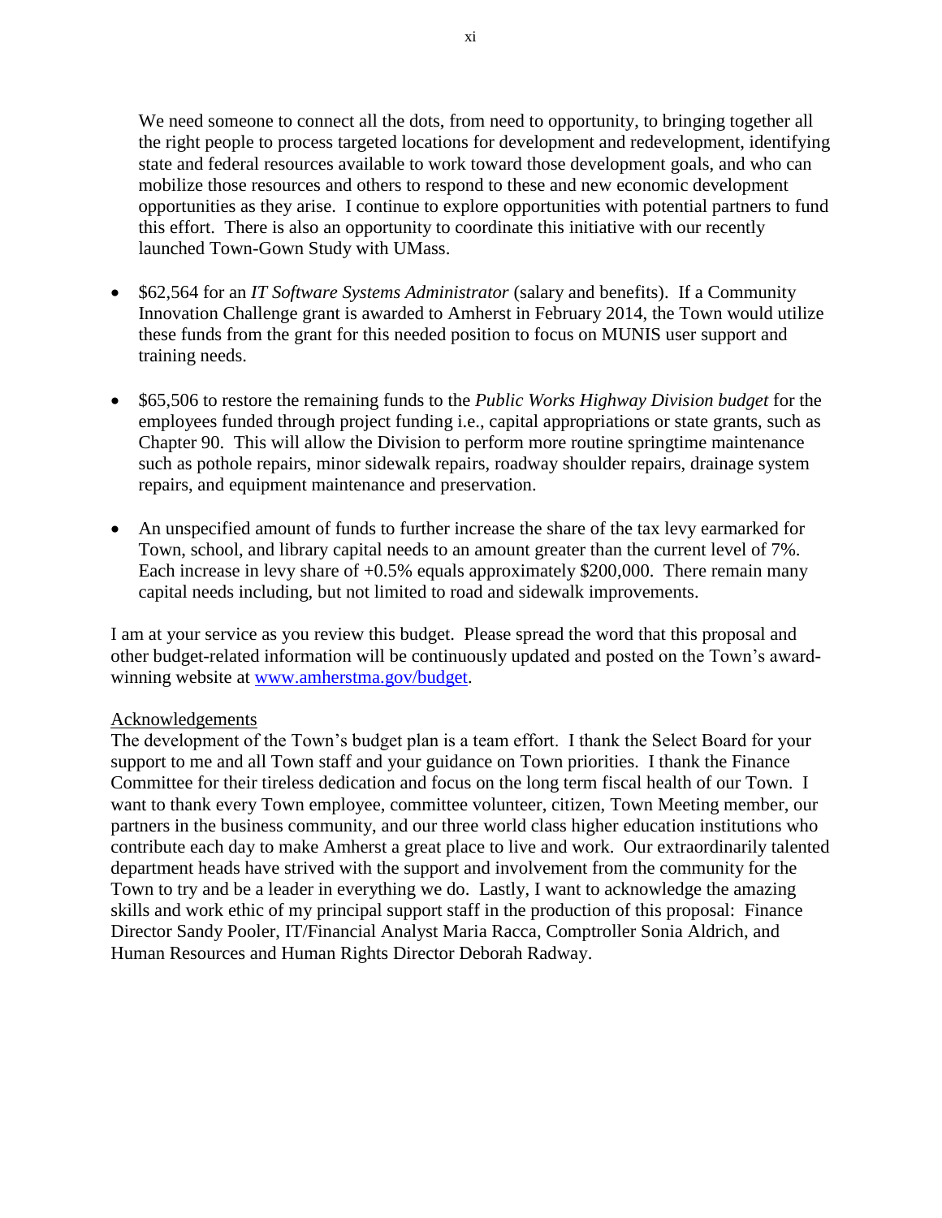We need someone to connect all the dots, from need to opportunity, to bringing together all the right people to process targeted locations for development and redevelopment, identifying state and federal resources available to work toward those development goals, and who can mobilize those resources and others to respond to these and new economic development opportunities as they arise. I continue to explore opportunities with potential partners to fund this effort. There is also an opportunity to coordinate this initiative with our recently launched Town-Gown Study with UMass.

- \$62,564 for an *IT Software Systems Administrator* (salary and benefits). If a Community Innovation Challenge grant is awarded to Amherst in February 2014, the Town would utilize these funds from the grant for this needed position to focus on MUNIS user support and training needs.

- \$65,506 to restore the remaining funds to the *Public Works Highway Division budget* for the employees funded through project funding i.e., capital appropriations or state grants, such as Chapter 90. This will allow the Division to perform more routine springtime maintenance such as pothole repairs, minor sidewalk repairs, roadway shoulder repairs, drainage system repairs, and equipment maintenance and preservation.

- An unspecified amount of funds to further increase the share of the tax levy earmarked for Town, school, and library capital needs to an amount greater than the current level of 7%. Each increase in levy share of +0.5% equals approximately \$200,000. There remain many capital needs including, but not limited to road and sidewalk improvements.

I am at your service as you review this budget. Please spread the word that this proposal and other budget-related information will be continuously updated and posted on the Town's award-winning website at [www.amherstma.gov/budget](www.amherstma.gov/budget).

<u>Acknowledgements</u>

The development of the Town's budget plan is a team effort. I thank the Select Board for your support to me and all Town staff and your guidance on Town priorities. I thank the Finance Committee for their tireless dedication and focus on the long term fiscal health of our Town. I want to thank every Town employee, committee volunteer, citizen, Town Meeting member, our partners in the business community, and our three world class higher education institutions who contribute each day to make Amherst a great place to live and work. Our extraordinarily talented department heads have strived with the support and involvement from the community for the Town to try and be a leader in everything we do. Lastly, I want to acknowledge the amazing skills and work ethic of my principal support staff in the production of this proposal: Finance Director Sandy Pooler, IT/Financial Analyst Maria Racca, Comptroller Sonia Aldrich, and Human Resources and Human Rights Director Deborah Radway.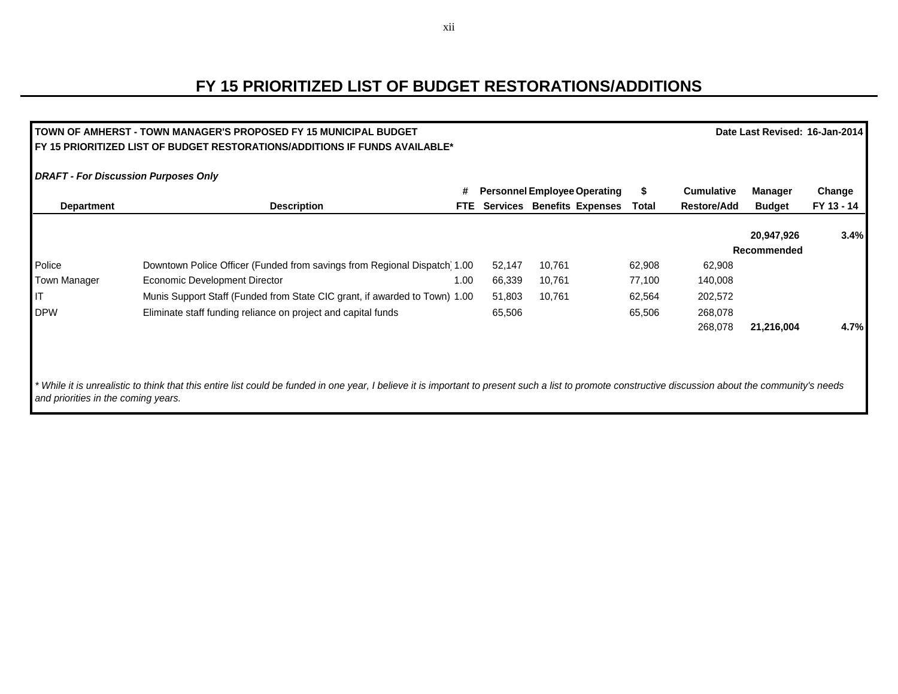# FY 15 PRIORITIZED LIST OF BUDGET RESTORATIONS/ADDITIONS

**TOWN OF AMHERST - TOWN MANAGER'S PROPOSED FY 15 MUNICIPAL BUDGET** **Date Last Revised: 16-Jan-2014**

**FY 15 PRIORITIZED LIST OF BUDGET RESTORATIONS/ADDITIONS IF FUNDS AVAILABLE***

***DRAFT - For Discussion Purposes Only***

| Department | Description | # FTE | Personnel Services | Employee Benefits | Operating Expenses | $ Total | Cumulative Restore/Add | Manager Budget | Change FY 13 - 14 |
|---|---|---|---|---|---|---|---|---|---|
| | | | | | | | | **20,947,926** **Recommended** | **3.4%** |
| Police | Downtown Police Officer (Funded from savings from Regional Dispatch) | 1.00 | 52,147 | 10,761 | | 62,908 | 62,908 | | |
| Town Manager | Economic Development Director | 1.00 | 66,339 | 10,761 | | 77,100 | 140,008 | | |
| IT | Munis Support Staff (Funded from State CIC grant, if awarded to Town) | 1.00 | 51,803 | 10,761 | | 62,564 | 202,572 | | |
| DPW | Eliminate staff funding reliance on project and capital funds | | 65,506 | | | 65,506 | 268,078 | | |
| | | | | | | | 268,078 | **21,216,004** | **4.7%** |

*\* While it is unrealistic to think that this entire list could be funded in one year, I believe it is important to present such a list to promote constructive discussion about the community's needs and priorities in the coming years.*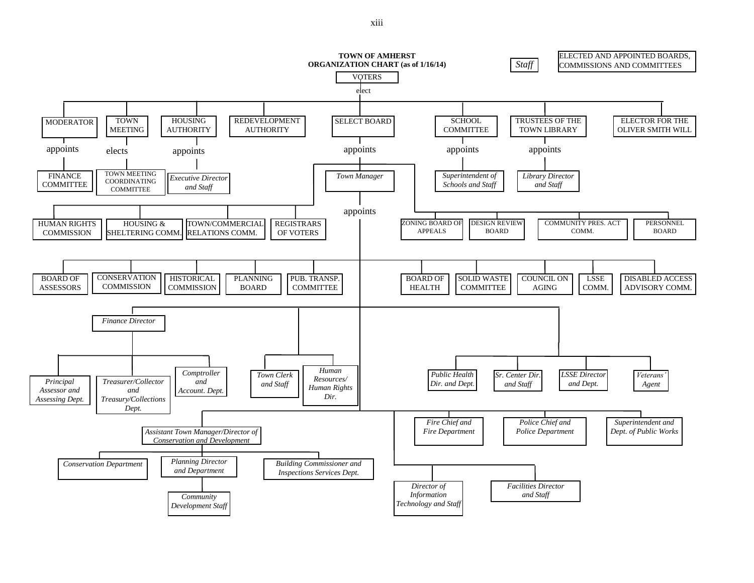**TOWN OF AMHERST**
**ORGANIZATION CHART (as of 1/16/14)**

*Staff* | ELECTED AND APPOINTED BOARDS, COMMISSIONS AND COMMITTEES

VOTERS

elect

- MODERATOR
  - appoints
    - FINANCE COMMITTEE
- TOWN MEETING
  - elects
    - TOWN MEETING COORDINATING COMMITTEE
- HOUSING AUTHORITY
  - appoints
    - *Executive Director and Staff*
- REDEVELOPMENT AUTHORITY
- SELECT BOARD
  - appoints
    - *Town Manager*
    - HUMAN RIGHTS COMMISSION
    - HOUSING & SHELTERING COMM.
    - TOWN/COMMERCIAL RELATIONS COMM.
    - REGISTRARS OF VOTERS
    - ZONING BOARD OF APPEALS
    - DESIGN REVIEW BOARD
    - COMMUNITY PRES. ACT COMM.
    - PERSONNEL BOARD
- SCHOOL COMMITTEE
  - appoints
    - *Superintendent of Schools and Staff*
- TRUSTEES OF THE TOWN LIBRARY
  - appoints
    - *Library Director and Staff*
- ELECTOR FOR THE OLIVER SMITH WILL

*Town Manager* appoints:

- BOARD OF ASSESSORS
- CONSERVATION COMMISSION
- HISTORICAL COMMISSION
- PLANNING BOARD
- PUB. TRANSP. COMMITTEE
- BOARD OF HEALTH
- SOLID WASTE COMMITTEE
- COUNCIL ON AGING
- LSSE COMM.
- DISABLED ACCESS ADVISORY COMM.
- *Finance Director*
  - *Principal Assessor and Assessing Dept.*
  - *Treasurer/Collector and Treasury/Collections Dept.*
  - *Comptroller and Account. Dept.*
- *Town Clerk and Staff*
- *Human Resources/ Human Rights Dir.*
- *Public Health Dir. and Dept.*
- *Sr. Center Dir. and Staff*
- *LSSE Director and Dept.*
- *Veterans' Agent*
- *Assistant Town Manager/Director of Conservation and Development*
  - *Conservation Department*
  - *Planning Director and Department*
    - *Community Development Staff*
  - *Building Commissioner and Inspections Services Dept.*
- *Director of Information Technology and Staff*
- *Facilities Director and Staff*
- *Fire Chief and Fire Department*
- *Police Chief and Police Department*
- *Superintendent and Dept. of Public Works*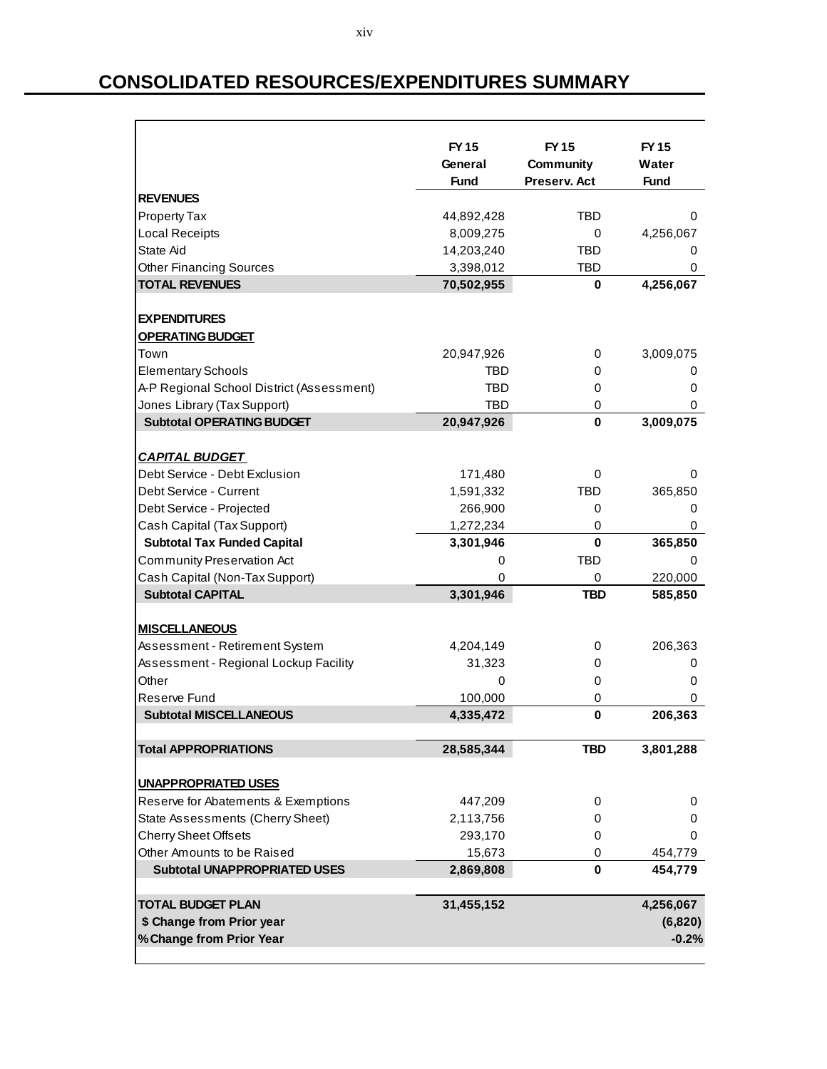# CONSOLIDATED RESOURCES/EXPENDITURES SUMMARY

| | FY 15 General Fund | FY 15 Community Preserv. Act | FY 15 Water Fund |
|---|---|---|---|
| **REVENUES** | | | |
| Property Tax | 44,892,428 | TBD | 0 |
| Local Receipts | 8,009,275 | 0 | 4,256,067 |
| State Aid | 14,203,240 | TBD | 0 |
| Other Financing Sources | 3,398,012 | TBD | 0 |
| **TOTAL REVENUES** | **70,502,955** | **0** | **4,256,067** |
| | | | |
| **EXPENDITURES** | | | |
| **OPERATING BUDGET** | | | |
| Town | 20,947,926 | 0 | 3,009,075 |
| Elementary Schools | TBD | 0 | 0 |
| A-P Regional School District (Assessment) | TBD | 0 | 0 |
| Jones Library (Tax Support) | TBD | 0 | 0 |
| **Subtotal OPERATING BUDGET** | **20,947,926** | **0** | **3,009,075** |
| | | | |
| ***CAPITAL BUDGET*** | | | |
| Debt Service - Debt Exclusion | 171,480 | 0 | 0 |
| Debt Service - Current | 1,591,332 | TBD | 365,850 |
| Debt Service - Projected | 266,900 | 0 | 0 |
| Cash Capital (Tax Support) | 1,272,234 | 0 | 0 |
| **Subtotal Tax Funded Capital** | **3,301,946** | **0** | **365,850** |
| Community Preservation Act | 0 | TBD | 0 |
| Cash Capital (Non-Tax Support) | 0 | 0 | 220,000 |
| **Subtotal CAPITAL** | **3,301,946** | **TBD** | **585,850** |
| | | | |
| **MISCELLANEOUS** | | | |
| Assessment - Retirement System | 4,204,149 | 0 | 206,363 |
| Assessment - Regional Lockup Facility | 31,323 | 0 | 0 |
| Other | 0 | 0 | 0 |
| Reserve Fund | 100,000 | 0 | 0 |
| **Subtotal MISCELLANEOUS** | **4,335,472** | **0** | **206,363** |
| | | | |
| **Total APPROPRIATIONS** | **28,585,344** | **TBD** | **3,801,288** |
| | | | |
| **UNAPPROPRIATED USES** | | | |
| Reserve for Abatements & Exemptions | 447,209 | 0 | 0 |
| State Assessments (Cherry Sheet) | 2,113,756 | 0 | 0 |
| Cherry Sheet Offsets | 293,170 | 0 | 0 |
| Other Amounts to be Raised | 15,673 | 0 | 454,779 |
| **Subtotal UNAPPROPRIATED USES** | **2,869,808** | **0** | **454,779** |
| | | | |
| **TOTAL BUDGET PLAN** | **31,455,152** | | **4,256,067** |
| **$ Change from Prior year** | | | **(6,820)** |
| **% Change from Prior Year** | | | **-0.2%** |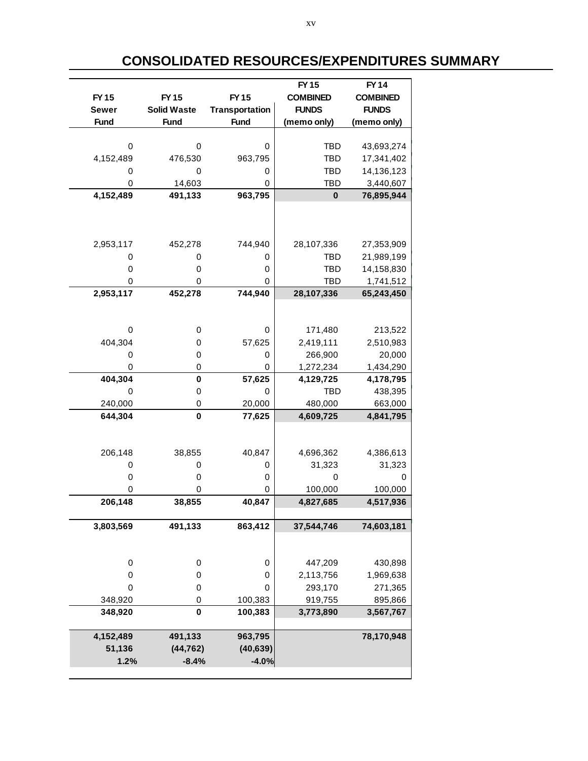# CONSOLIDATED RESOURCES/EXPENDITURES SUMMARY

| FY 15 Sewer Fund | FY 15 Solid Waste Fund | FY 15 Transportation Fund | FY 15 COMBINED FUNDS (memo only) | FY 14 COMBINED FUNDS (memo only) |
|---|---|---|---|---|
| | | | | |
| 0 | 0 | 0 | TBD | 43,693,274 |
| 4,152,489 | 476,530 | 963,795 | TBD | 17,341,402 |
| 0 | 0 | 0 | TBD | 14,136,123 |
| 0 | 14,603 | 0 | TBD | 3,440,607 |
| **4,152,489** | **491,133** | **963,795** | **0** | **76,895,944** |
| | | | | |
| 2,953,117 | 452,278 | 744,940 | 28,107,336 | 27,353,909 |
| 0 | 0 | 0 | TBD | 21,989,199 |
| 0 | 0 | 0 | TBD | 14,158,830 |
| 0 | 0 | 0 | TBD | 1,741,512 |
| **2,953,117** | **452,278** | **744,940** | **28,107,336** | **65,243,450** |
| | | | | |
| 0 | 0 | 0 | 171,480 | 213,522 |
| 404,304 | 0 | 57,625 | 2,419,111 | 2,510,983 |
| 0 | 0 | 0 | 266,900 | 20,000 |
| 0 | 0 | 0 | 1,272,234 | 1,434,290 |
| **404,304** | **0** | **57,625** | **4,129,725** | **4,178,795** |
| 0 | 0 | 0 | TBD | 438,395 |
| 240,000 | 0 | 20,000 | 480,000 | 663,000 |
| **644,304** | **0** | **77,625** | **4,609,725** | **4,841,795** |
| | | | | |
| 206,148 | 38,855 | 40,847 | 4,696,362 | 4,386,613 |
| 0 | 0 | 0 | 31,323 | 31,323 |
| 0 | 0 | 0 | 0 | 0 |
| 0 | 0 | 0 | 100,000 | 100,000 |
| **206,148** | **38,855** | **40,847** | **4,827,685** | **4,517,936** |
| | | | | |
| **3,803,569** | **491,133** | **863,412** | **37,544,746** | **74,603,181** |
| | | | | |
| 0 | 0 | 0 | 447,209 | 430,898 |
| 0 | 0 | 0 | 2,113,756 | 1,969,638 |
| 0 | 0 | 0 | 293,170 | 271,365 |
| 348,920 | 0 | 100,383 | 919,755 | 895,866 |
| **348,920** | **0** | **100,383** | **3,773,890** | **3,567,767** |
| | | | | |
| **4,152,489** | **491,133** | **963,795** | | **78,170,948** |
| **51,136** | **(44,762)** | **(40,639)** | | |
| **1.2%** | **-8.4%** | **-4.0%** | | |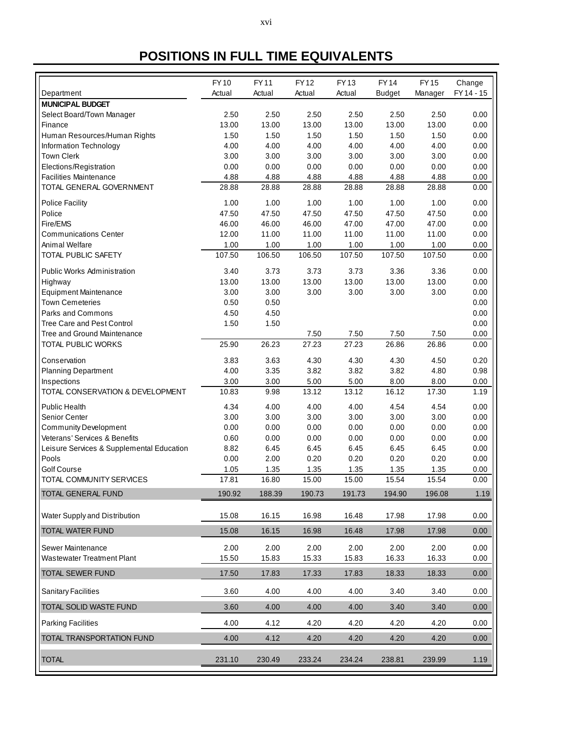# POSITIONS IN FULL TIME EQUIVALENTS

| Department | FY 10 Actual | FY 11 Actual | FY 12 Actual | FY 13 Actual | FY 14 Budget | FY 15 Manager | Change FY 14 - 15 |
|---|---|---|---|---|---|---|---|
| **MUNICIPAL BUDGET** | | | | | | | |
| Select Board/Town Manager | 2.50 | 2.50 | 2.50 | 2.50 | 2.50 | 2.50 | 0.00 |
| Finance | 13.00 | 13.00 | 13.00 | 13.00 | 13.00 | 13.00 | 0.00 |
| Human Resources/Human Rights | 1.50 | 1.50 | 1.50 | 1.50 | 1.50 | 1.50 | 0.00 |
| Information Technology | 4.00 | 4.00 | 4.00 | 4.00 | 4.00 | 4.00 | 0.00 |
| Town Clerk | 3.00 | 3.00 | 3.00 | 3.00 | 3.00 | 3.00 | 0.00 |
| Elections/Registration | 0.00 | 0.00 | 0.00 | 0.00 | 0.00 | 0.00 | 0.00 |
| Facilities Maintenance | 4.88 | 4.88 | 4.88 | 4.88 | 4.88 | 4.88 | 0.00 |
| TOTAL GENERAL GOVERNMENT | 28.88 | 28.88 | 28.88 | 28.88 | 28.88 | 28.88 | 0.00 |
| Police Facility | 1.00 | 1.00 | 1.00 | 1.00 | 1.00 | 1.00 | 0.00 |
| Police | 47.50 | 47.50 | 47.50 | 47.50 | 47.50 | 47.50 | 0.00 |
| Fire/EMS | 46.00 | 46.00 | 46.00 | 47.00 | 47.00 | 47.00 | 0.00 |
| Communications Center | 12.00 | 11.00 | 11.00 | 11.00 | 11.00 | 11.00 | 0.00 |
| Animal Welfare | 1.00 | 1.00 | 1.00 | 1.00 | 1.00 | 1.00 | 0.00 |
| TOTAL PUBLIC SAFETY | 107.50 | 106.50 | 106.50 | 107.50 | 107.50 | 107.50 | 0.00 |
| Public Works Administration | 3.40 | 3.73 | 3.73 | 3.73 | 3.36 | 3.36 | 0.00 |
| Highway | 13.00 | 13.00 | 13.00 | 13.00 | 13.00 | 13.00 | 0.00 |
| Equipment Maintenance | 3.00 | 3.00 | 3.00 | 3.00 | 3.00 | 3.00 | 0.00 |
| Town Cemeteries | 0.50 | 0.50 | | | | | 0.00 |
| Parks and Commons | 4.50 | 4.50 | | | | | 0.00 |
| Tree Care and Pest Control | 1.50 | 1.50 | | | | | 0.00 |
| Tree and Ground Maintenance | | | 7.50 | 7.50 | 7.50 | 7.50 | 0.00 |
| TOTAL PUBLIC WORKS | 25.90 | 26.23 | 27.23 | 27.23 | 26.86 | 26.86 | 0.00 |
| Conservation | 3.83 | 3.63 | 4.30 | 4.30 | 4.30 | 4.50 | 0.20 |
| Planning Department | 4.00 | 3.35 | 3.82 | 3.82 | 3.82 | 4.80 | 0.98 |
| Inspections | 3.00 | 3.00 | 5.00 | 5.00 | 8.00 | 8.00 | 0.00 |
| TOTAL CONSERVATION & DEVELOPMENT | 10.83 | 9.98 | 13.12 | 13.12 | 16.12 | 17.30 | 1.19 |
| Public Health | 4.34 | 4.00 | 4.00 | 4.00 | 4.54 | 4.54 | 0.00 |
| Senior Center | 3.00 | 3.00 | 3.00 | 3.00 | 3.00 | 3.00 | 0.00 |
| Community Development | 0.00 | 0.00 | 0.00 | 0.00 | 0.00 | 0.00 | 0.00 |
| Veterans' Services & Benefits | 0.60 | 0.00 | 0.00 | 0.00 | 0.00 | 0.00 | 0.00 |
| Leisure Services & Supplemental Education | 8.82 | 6.45 | 6.45 | 6.45 | 6.45 | 6.45 | 0.00 |
| Pools | 0.00 | 2.00 | 0.20 | 0.20 | 0.20 | 0.20 | 0.00 |
| Golf Course | 1.05 | 1.35 | 1.35 | 1.35 | 1.35 | 1.35 | 0.00 |
| TOTAL COMMUNITY SERVICES | 17.81 | 16.80 | 15.00 | 15.00 | 15.54 | 15.54 | 0.00 |
| TOTAL GENERAL FUND | 190.92 | 188.39 | 190.73 | 191.73 | 194.90 | 196.08 | 1.19 |
| Water Supply and Distribution | 15.08 | 16.15 | 16.98 | 16.48 | 17.98 | 17.98 | 0.00 |
| TOTAL WATER FUND | 15.08 | 16.15 | 16.98 | 16.48 | 17.98 | 17.98 | 0.00 |
| Sewer Maintenance | 2.00 | 2.00 | 2.00 | 2.00 | 2.00 | 2.00 | 0.00 |
| Wastewater Treatment Plant | 15.50 | 15.83 | 15.33 | 15.83 | 16.33 | 16.33 | 0.00 |
| TOTAL SEWER FUND | 17.50 | 17.83 | 17.33 | 17.83 | 18.33 | 18.33 | 0.00 |
| Sanitary Facilities | 3.60 | 4.00 | 4.00 | 4.00 | 3.40 | 3.40 | 0.00 |
| TOTAL SOLID WASTE FUND | 3.60 | 4.00 | 4.00 | 4.00 | 3.40 | 3.40 | 0.00 |
| Parking Facilities | 4.00 | 4.12 | 4.20 | 4.20 | 4.20 | 4.20 | 0.00 |
| TOTAL TRANSPORTATION FUND | 4.00 | 4.12 | 4.20 | 4.20 | 4.20 | 4.20 | 0.00 |
| TOTAL | 231.10 | 230.49 | 233.24 | 234.24 | 238.81 | 239.99 | 1.19 |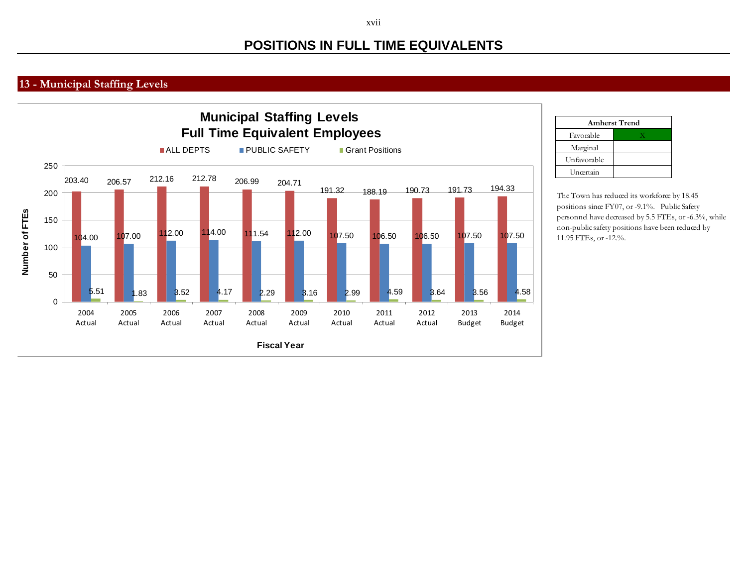# POSITIONS IN FULL TIME EQUIVALENTS

## 13 - Municipal Staffing Levels

**Municipal Staffing Levels**
**Full Time Equivalent Employees**

ALL DEPTS
PUBLIC SAFETY
Grant Positions

250
200
150
100
50
0

Number of FTEs

203.40
104.00
5.51
206.57
107.00
1.83
212.16
112.00
3.52
212.78
114.00
4.17
206.99
111.54
2.29
204.71
112.00
3.16
191.32
107.50
2.99
188.19
106.50
4.59
190.73
106.50
3.64
191.73
107.50
3.56
194.33
107.50
4.58

2004 Actual
2005 Actual
2006 Actual
2007 Actual
2008 Actual
2009 Actual
2010 Actual
2011 Actual
2012 Actual
2013 Budget
2014 Budget

Fiscal Year

| Amherst Trend | |
|---|---|
| Favorable | X |
| Marginal | |
| Unfavorable | |
| Uncertain | |

The Town has reduced its workforce by 18.45 positions since FY07, or -9.1%. Public Safety personnel have decreased by 5.5 FTEs, or -6.3%, while non-public safety positions have been reduced by 11.95 FTEs, or -12.%.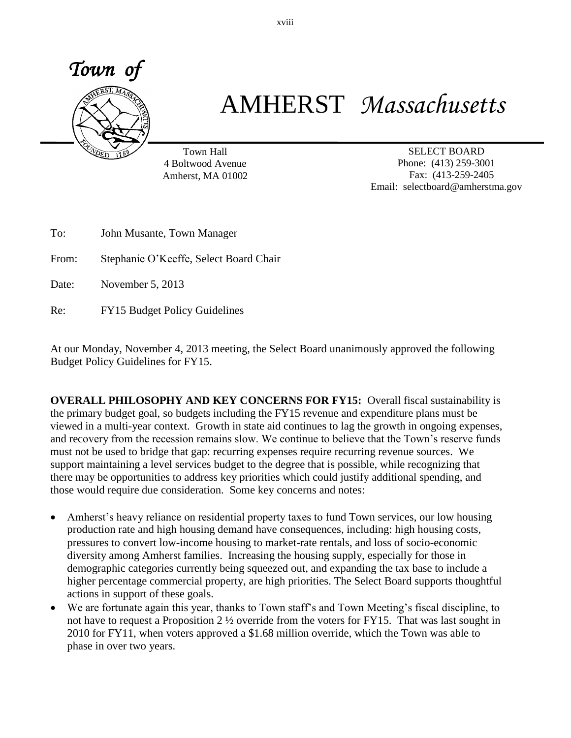*Town of*

# AMHERST *Massachusetts*

Town Hall
4 Boltwood Avenue
Amherst, MA 01002

SELECT BOARD
Phone: (413) 259-3001
Fax: (413-259-2405
Email: selectboard@amherstma.gov

To: John Musante, Town Manager

From: Stephanie O'Keeffe, Select Board Chair

Date: November 5, 2013

Re: FY15 Budget Policy Guidelines

At our Monday, November 4, 2013 meeting, the Select Board unanimously approved the following Budget Policy Guidelines for FY15.

**OVERALL PHILOSOPHY AND KEY CONCERNS FOR FY15:** Overall fiscal sustainability is the primary budget goal, so budgets including the FY15 revenue and expenditure plans must be viewed in a multi-year context. Growth in state aid continues to lag the growth in ongoing expenses, and recovery from the recession remains slow. We continue to believe that the Town's reserve funds must not be used to bridge that gap: recurring expenses require recurring revenue sources. We support maintaining a level services budget to the degree that is possible, while recognizing that there may be opportunities to address key priorities which could justify additional spending, and those would require due consideration. Some key concerns and notes:

- Amherst's heavy reliance on residential property taxes to fund Town services, our low housing production rate and high housing demand have consequences, including: high housing costs, pressures to convert low-income housing to market-rate rentals, and loss of socio-economic diversity among Amherst families. Increasing the housing supply, especially for those in demographic categories currently being squeezed out, and expanding the tax base to include a higher percentage commercial property, are high priorities. The Select Board supports thoughtful actions in support of these goals.
- We are fortunate again this year, thanks to Town staff's and Town Meeting's fiscal discipline, to not have to request a Proposition 2 ½ override from the voters for FY15. That was last sought in 2010 for FY11, when voters approved a $1.68 million override, which the Town was able to phase in over two years.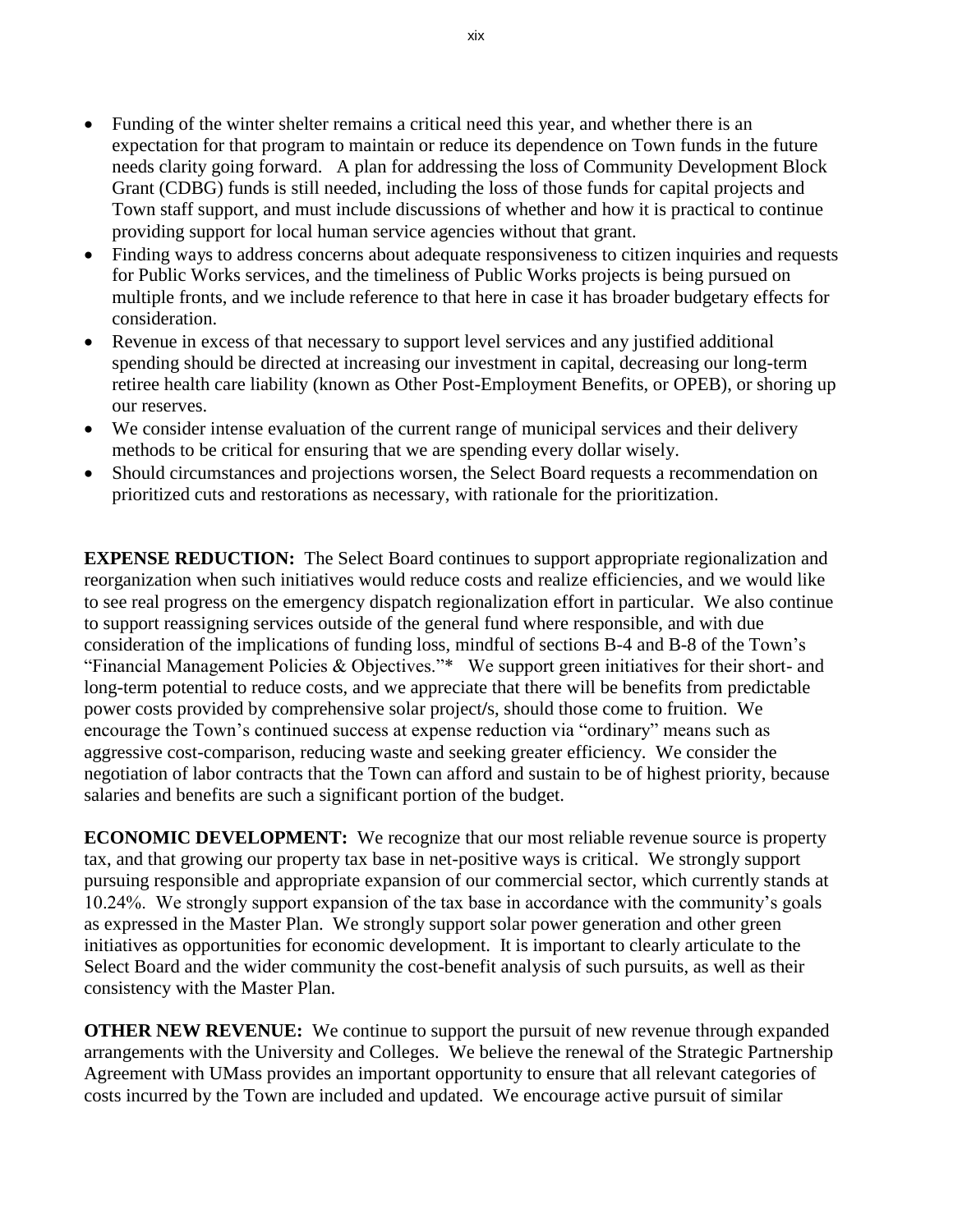- Funding of the winter shelter remains a critical need this year, and whether there is an expectation for that program to maintain or reduce its dependence on Town funds in the future needs clarity going forward. A plan for addressing the loss of Community Development Block Grant (CDBG) funds is still needed, including the loss of those funds for capital projects and Town staff support, and must include discussions of whether and how it is practical to continue providing support for local human service agencies without that grant.
- Finding ways to address concerns about adequate responsiveness to citizen inquiries and requests for Public Works services, and the timeliness of Public Works projects is being pursued on multiple fronts, and we include reference to that here in case it has broader budgetary effects for consideration.
- Revenue in excess of that necessary to support level services and any justified additional spending should be directed at increasing our investment in capital, decreasing our long-term retiree health care liability (known as Other Post-Employment Benefits, or OPEB), or shoring up our reserves.
- We consider intense evaluation of the current range of municipal services and their delivery methods to be critical for ensuring that we are spending every dollar wisely.
- Should circumstances and projections worsen, the Select Board requests a recommendation on prioritized cuts and restorations as necessary, with rationale for the prioritization.

**EXPENSE REDUCTION:** The Select Board continues to support appropriate regionalization and reorganization when such initiatives would reduce costs and realize efficiencies, and we would like to see real progress on the emergency dispatch regionalization effort in particular. We also continue to support reassigning services outside of the general fund where responsible, and with due consideration of the implications of funding loss, mindful of sections B-4 and B-8 of the Town's "Financial Management Policies & Objectives."* We support green initiatives for their short- and long-term potential to reduce costs, and we appreciate that there will be benefits from predictable power costs provided by comprehensive solar project/s, should those come to fruition. We encourage the Town's continued success at expense reduction via "ordinary" means such as aggressive cost-comparison, reducing waste and seeking greater efficiency. We consider the negotiation of labor contracts that the Town can afford and sustain to be of highest priority, because salaries and benefits are such a significant portion of the budget.

**ECONOMIC DEVELOPMENT:** We recognize that our most reliable revenue source is property tax, and that growing our property tax base in net-positive ways is critical. We strongly support pursuing responsible and appropriate expansion of our commercial sector, which currently stands at 10.24%. We strongly support expansion of the tax base in accordance with the community's goals as expressed in the Master Plan. We strongly support solar power generation and other green initiatives as opportunities for economic development. It is important to clearly articulate to the Select Board and the wider community the cost-benefit analysis of such pursuits, as well as their consistency with the Master Plan.

**OTHER NEW REVENUE:** We continue to support the pursuit of new revenue through expanded arrangements with the University and Colleges. We believe the renewal of the Strategic Partnership Agreement with UMass provides an important opportunity to ensure that all relevant categories of costs incurred by the Town are included and updated. We encourage active pursuit of similar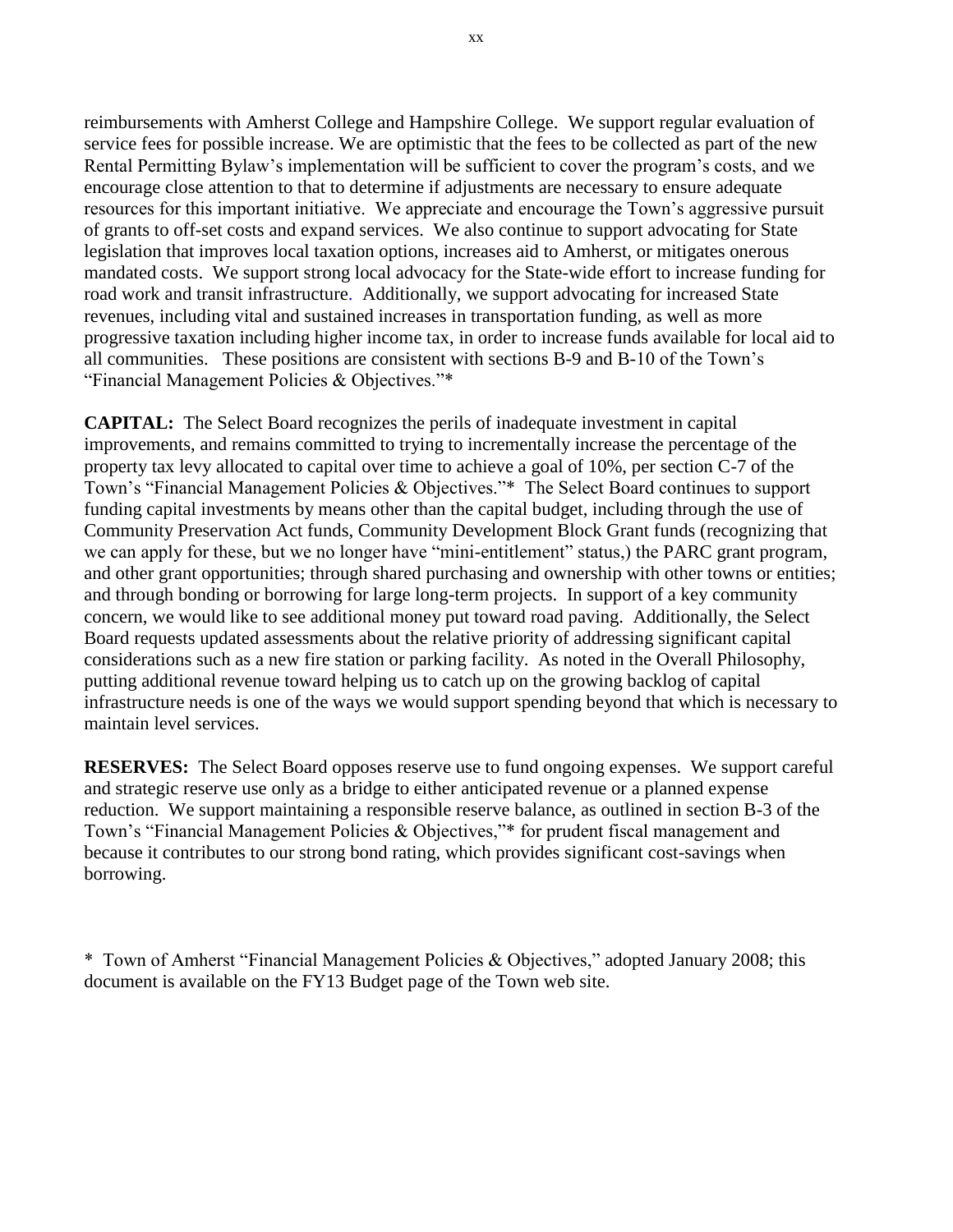reimbursements with Amherst College and Hampshire College. We support regular evaluation of service fees for possible increase. We are optimistic that the fees to be collected as part of the new Rental Permitting Bylaw's implementation will be sufficient to cover the program's costs, and we encourage close attention to that to determine if adjustments are necessary to ensure adequate resources for this important initiative. We appreciate and encourage the Town's aggressive pursuit of grants to off-set costs and expand services. We also continue to support advocating for State legislation that improves local taxation options, increases aid to Amherst, or mitigates onerous mandated costs. We support strong local advocacy for the State-wide effort to increase funding for road work and transit infrastructure. Additionally, we support advocating for increased State revenues, including vital and sustained increases in transportation funding, as well as more progressive taxation including higher income tax, in order to increase funds available for local aid to all communities. These positions are consistent with sections B-9 and B-10 of the Town's "Financial Management Policies & Objectives."*

**CAPITAL:** The Select Board recognizes the perils of inadequate investment in capital improvements, and remains committed to trying to incrementally increase the percentage of the property tax levy allocated to capital over time to achieve a goal of 10%, per section C-7 of the Town's "Financial Management Policies & Objectives."* The Select Board continues to support funding capital investments by means other than the capital budget, including through the use of Community Preservation Act funds, Community Development Block Grant funds (recognizing that we can apply for these, but we no longer have "mini-entitlement" status,) the PARC grant program, and other grant opportunities; through shared purchasing and ownership with other towns or entities; and through bonding or borrowing for large long-term projects. In support of a key community concern, we would like to see additional money put toward road paving. Additionally, the Select Board requests updated assessments about the relative priority of addressing significant capital considerations such as a new fire station or parking facility. As noted in the Overall Philosophy, putting additional revenue toward helping us to catch up on the growing backlog of capital infrastructure needs is one of the ways we would support spending beyond that which is necessary to maintain level services.

**RESERVES:** The Select Board opposes reserve use to fund ongoing expenses. We support careful and strategic reserve use only as a bridge to either anticipated revenue or a planned expense reduction. We support maintaining a responsible reserve balance, as outlined in section B-3 of the Town's "Financial Management Policies & Objectives,"* for prudent fiscal management and because it contributes to our strong bond rating, which provides significant cost-savings when borrowing.

\* Town of Amherst "Financial Management Policies & Objectives," adopted January 2008; this document is available on the FY13 Budget page of the Town web site.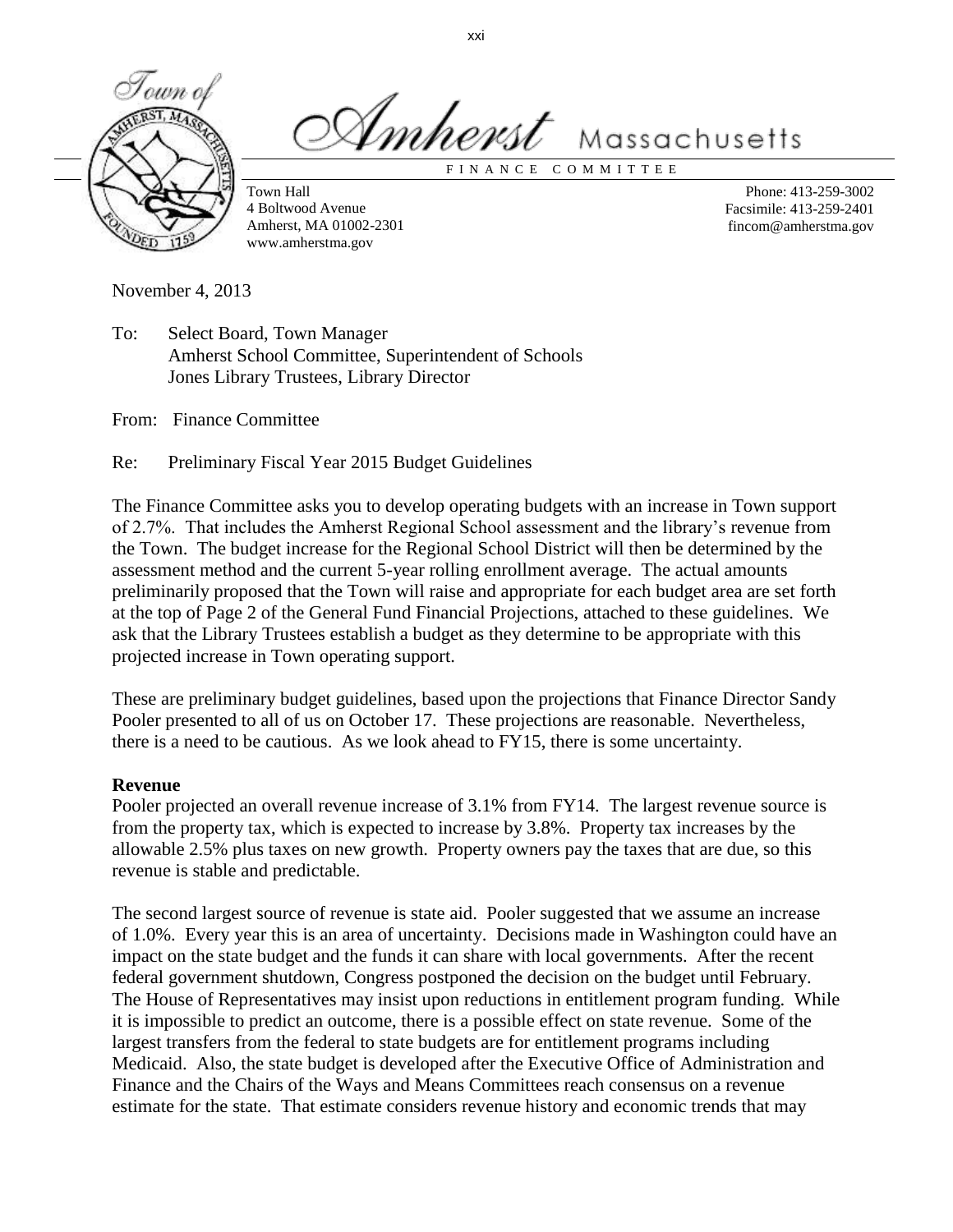Amherst Massachusetts

FINANCE COMMITTEE

Town Hall
4 Boltwood Avenue
Amherst, MA 01002-2301
www.amherstma.gov

Phone: 413-259-3002
Facsimile: 413-259-2401
fincom@amherstma.gov

November 4, 2013

To: Select Board, Town Manager
Amherst School Committee, Superintendent of Schools
Jones Library Trustees, Library Director

From: Finance Committee

Re: Preliminary Fiscal Year 2015 Budget Guidelines

The Finance Committee asks you to develop operating budgets with an increase in Town support of 2.7%. That includes the Amherst Regional School assessment and the library's revenue from the Town. The budget increase for the Regional School District will then be determined by the assessment method and the current 5-year rolling enrollment average. The actual amounts preliminarily proposed that the Town will raise and appropriate for each budget area are set forth at the top of Page 2 of the General Fund Financial Projections, attached to these guidelines. We ask that the Library Trustees establish a budget as they determine to be appropriate with this projected increase in Town operating support.

These are preliminary budget guidelines, based upon the projections that Finance Director Sandy Pooler presented to all of us on October 17. These projections are reasonable. Nevertheless, there is a need to be cautious. As we look ahead to FY15, there is some uncertainty.

**Revenue**

Pooler projected an overall revenue increase of 3.1% from FY14. The largest revenue source is from the property tax, which is expected to increase by 3.8%. Property tax increases by the allowable 2.5% plus taxes on new growth. Property owners pay the taxes that are due, so this revenue is stable and predictable.

The second largest source of revenue is state aid. Pooler suggested that we assume an increase of 1.0%. Every year this is an area of uncertainty. Decisions made in Washington could have an impact on the state budget and the funds it can share with local governments. After the recent federal government shutdown, Congress postponed the decision on the budget until February. The House of Representatives may insist upon reductions in entitlement program funding. While it is impossible to predict an outcome, there is a possible effect on state revenue. Some of the largest transfers from the federal to state budgets are for entitlement programs including Medicaid. Also, the state budget is developed after the Executive Office of Administration and Finance and the Chairs of the Ways and Means Committees reach consensus on a revenue estimate for the state. That estimate considers revenue history and economic trends that may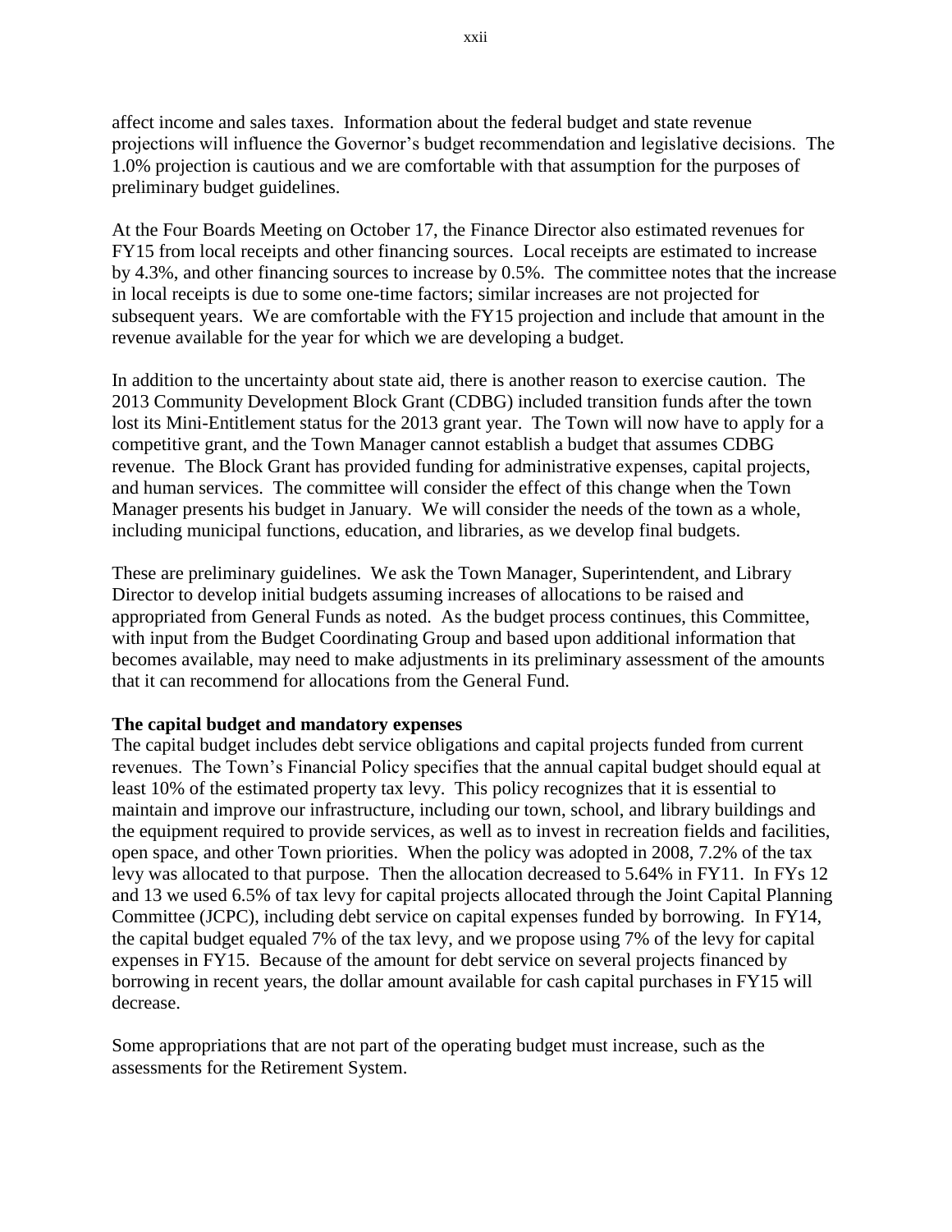affect income and sales taxes. Information about the federal budget and state revenue projections will influence the Governor's budget recommendation and legislative decisions. The 1.0% projection is cautious and we are comfortable with that assumption for the purposes of preliminary budget guidelines.

At the Four Boards Meeting on October 17, the Finance Director also estimated revenues for FY15 from local receipts and other financing sources. Local receipts are estimated to increase by 4.3%, and other financing sources to increase by 0.5%. The committee notes that the increase in local receipts is due to some one-time factors; similar increases are not projected for subsequent years. We are comfortable with the FY15 projection and include that amount in the revenue available for the year for which we are developing a budget.

In addition to the uncertainty about state aid, there is another reason to exercise caution. The 2013 Community Development Block Grant (CDBG) included transition funds after the town lost its Mini-Entitlement status for the 2013 grant year. The Town will now have to apply for a competitive grant, and the Town Manager cannot establish a budget that assumes CDBG revenue. The Block Grant has provided funding for administrative expenses, capital projects, and human services. The committee will consider the effect of this change when the Town Manager presents his budget in January. We will consider the needs of the town as a whole, including municipal functions, education, and libraries, as we develop final budgets.

These are preliminary guidelines. We ask the Town Manager, Superintendent, and Library Director to develop initial budgets assuming increases of allocations to be raised and appropriated from General Funds as noted. As the budget process continues, this Committee, with input from the Budget Coordinating Group and based upon additional information that becomes available, may need to make adjustments in its preliminary assessment of the amounts that it can recommend for allocations from the General Fund.

**The capital budget and mandatory expenses**

The capital budget includes debt service obligations and capital projects funded from current revenues. The Town's Financial Policy specifies that the annual capital budget should equal at least 10% of the estimated property tax levy. This policy recognizes that it is essential to maintain and improve our infrastructure, including our town, school, and library buildings and the equipment required to provide services, as well as to invest in recreation fields and facilities, open space, and other Town priorities. When the policy was adopted in 2008, 7.2% of the tax levy was allocated to that purpose. Then the allocation decreased to 5.64% in FY11. In FYs 12 and 13 we used 6.5% of tax levy for capital projects allocated through the Joint Capital Planning Committee (JCPC), including debt service on capital expenses funded by borrowing. In FY14, the capital budget equaled 7% of the tax levy, and we propose using 7% of the levy for capital expenses in FY15. Because of the amount for debt service on several projects financed by borrowing in recent years, the dollar amount available for cash capital purchases in FY15 will decrease.

Some appropriations that are not part of the operating budget must increase, such as the assessments for the Retirement System.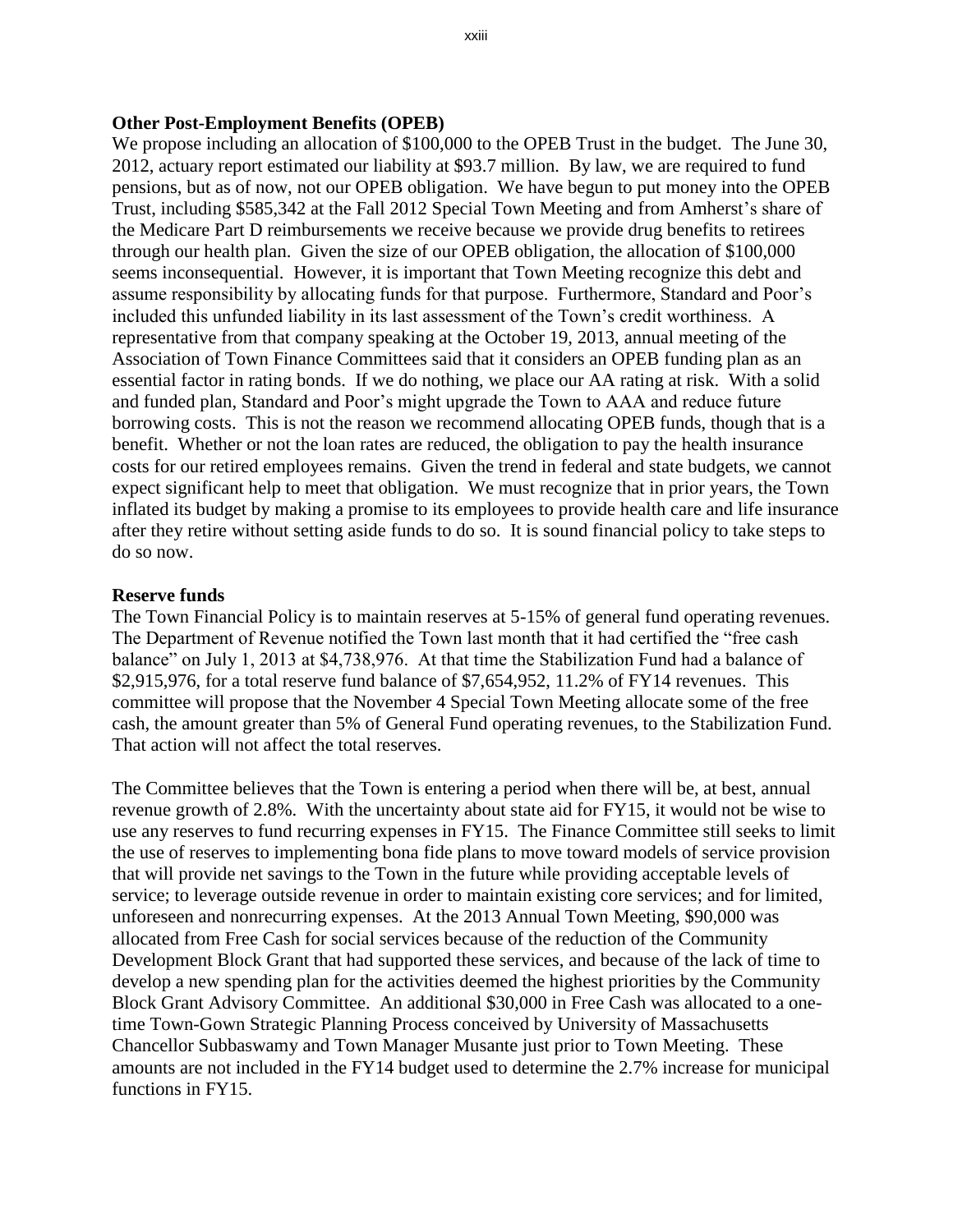**Other Post-Employment Benefits (OPEB)**

We propose including an allocation of $100,000 to the OPEB Trust in the budget. The June 30, 2012, actuary report estimated our liability at $93.7 million. By law, we are required to fund pensions, but as of now, not our OPEB obligation. We have begun to put money into the OPEB Trust, including $585,342 at the Fall 2012 Special Town Meeting and from Amherst's share of the Medicare Part D reimbursements we receive because we provide drug benefits to retirees through our health plan. Given the size of our OPEB obligation, the allocation of $100,000 seems inconsequential. However, it is important that Town Meeting recognize this debt and assume responsibility by allocating funds for that purpose. Furthermore, Standard and Poor's included this unfunded liability in its last assessment of the Town's credit worthiness. A representative from that company speaking at the October 19, 2013, annual meeting of the Association of Town Finance Committees said that it considers an OPEB funding plan as an essential factor in rating bonds. If we do nothing, we place our AA rating at risk. With a solid and funded plan, Standard and Poor's might upgrade the Town to AAA and reduce future borrowing costs. This is not the reason we recommend allocating OPEB funds, though that is a benefit. Whether or not the loan rates are reduced, the obligation to pay the health insurance costs for our retired employees remains. Given the trend in federal and state budgets, we cannot expect significant help to meet that obligation. We must recognize that in prior years, the Town inflated its budget by making a promise to its employees to provide health care and life insurance after they retire without setting aside funds to do so. It is sound financial policy to take steps to do so now.

**Reserve funds**

The Town Financial Policy is to maintain reserves at 5-15% of general fund operating revenues. The Department of Revenue notified the Town last month that it had certified the "free cash balance" on July 1, 2013 at $4,738,976. At that time the Stabilization Fund had a balance of $2,915,976, for a total reserve fund balance of $7,654,952, 11.2% of FY14 revenues. This committee will propose that the November 4 Special Town Meeting allocate some of the free cash, the amount greater than 5% of General Fund operating revenues, to the Stabilization Fund. That action will not affect the total reserves.

The Committee believes that the Town is entering a period when there will be, at best, annual revenue growth of 2.8%. With the uncertainty about state aid for FY15, it would not be wise to use any reserves to fund recurring expenses in FY15. The Finance Committee still seeks to limit the use of reserves to implementing bona fide plans to move toward models of service provision that will provide net savings to the Town in the future while providing acceptable levels of service; to leverage outside revenue in order to maintain existing core services; and for limited, unforeseen and nonrecurring expenses. At the 2013 Annual Town Meeting, $90,000 was allocated from Free Cash for social services because of the reduction of the Community Development Block Grant that had supported these services, and because of the lack of time to develop a new spending plan for the activities deemed the highest priorities by the Community Block Grant Advisory Committee. An additional $30,000 in Free Cash was allocated to a one-time Town-Gown Strategic Planning Process conceived by University of Massachusetts Chancellor Subbaswamy and Town Manager Musante just prior to Town Meeting. These amounts are not included in the FY14 budget used to determine the 2.7% increase for municipal functions in FY15.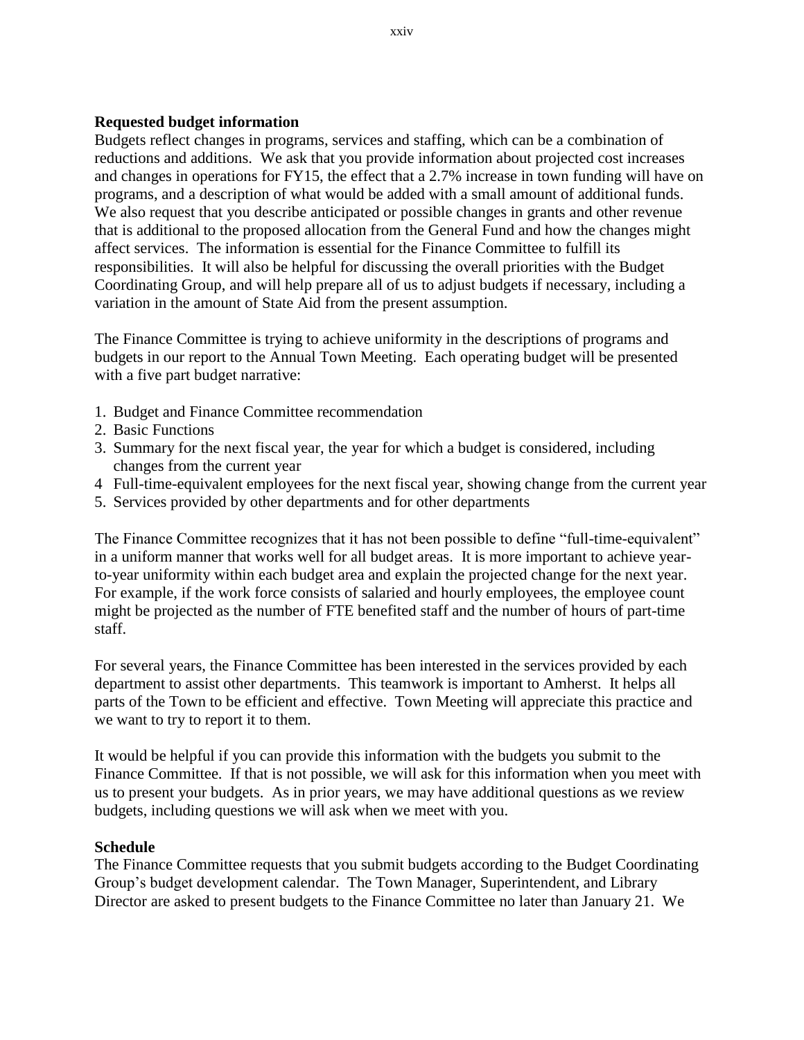**Requested budget information**

Budgets reflect changes in programs, services and staffing, which can be a combination of reductions and additions. We ask that you provide information about projected cost increases and changes in operations for FY15, the effect that a 2.7% increase in town funding will have on programs, and a description of what would be added with a small amount of additional funds. We also request that you describe anticipated or possible changes in grants and other revenue that is additional to the proposed allocation from the General Fund and how the changes might affect services. The information is essential for the Finance Committee to fulfill its responsibilities. It will also be helpful for discussing the overall priorities with the Budget Coordinating Group, and will help prepare all of us to adjust budgets if necessary, including a variation in the amount of State Aid from the present assumption.

The Finance Committee is trying to achieve uniformity in the descriptions of programs and budgets in our report to the Annual Town Meeting. Each operating budget will be presented with a five part budget narrative:

1. Budget and Finance Committee recommendation
2. Basic Functions
3. Summary for the next fiscal year, the year for which a budget is considered, including changes from the current year
4 Full-time-equivalent employees for the next fiscal year, showing change from the current year
5. Services provided by other departments and for other departments

The Finance Committee recognizes that it has not been possible to define "full-time-equivalent" in a uniform manner that works well for all budget areas. It is more important to achieve year-to-year uniformity within each budget area and explain the projected change for the next year. For example, if the work force consists of salaried and hourly employees, the employee count might be projected as the number of FTE benefited staff and the number of hours of part-time staff.

For several years, the Finance Committee has been interested in the services provided by each department to assist other departments. This teamwork is important to Amherst. It helps all parts of the Town to be efficient and effective. Town Meeting will appreciate this practice and we want to try to report it to them.

It would be helpful if you can provide this information with the budgets you submit to the Finance Committee. If that is not possible, we will ask for this information when you meet with us to present your budgets. As in prior years, we may have additional questions as we review budgets, including questions we will ask when we meet with you.

**Schedule**

The Finance Committee requests that you submit budgets according to the Budget Coordinating Group's budget development calendar. The Town Manager, Superintendent, and Library Director are asked to present budgets to the Finance Committee no later than January 21. We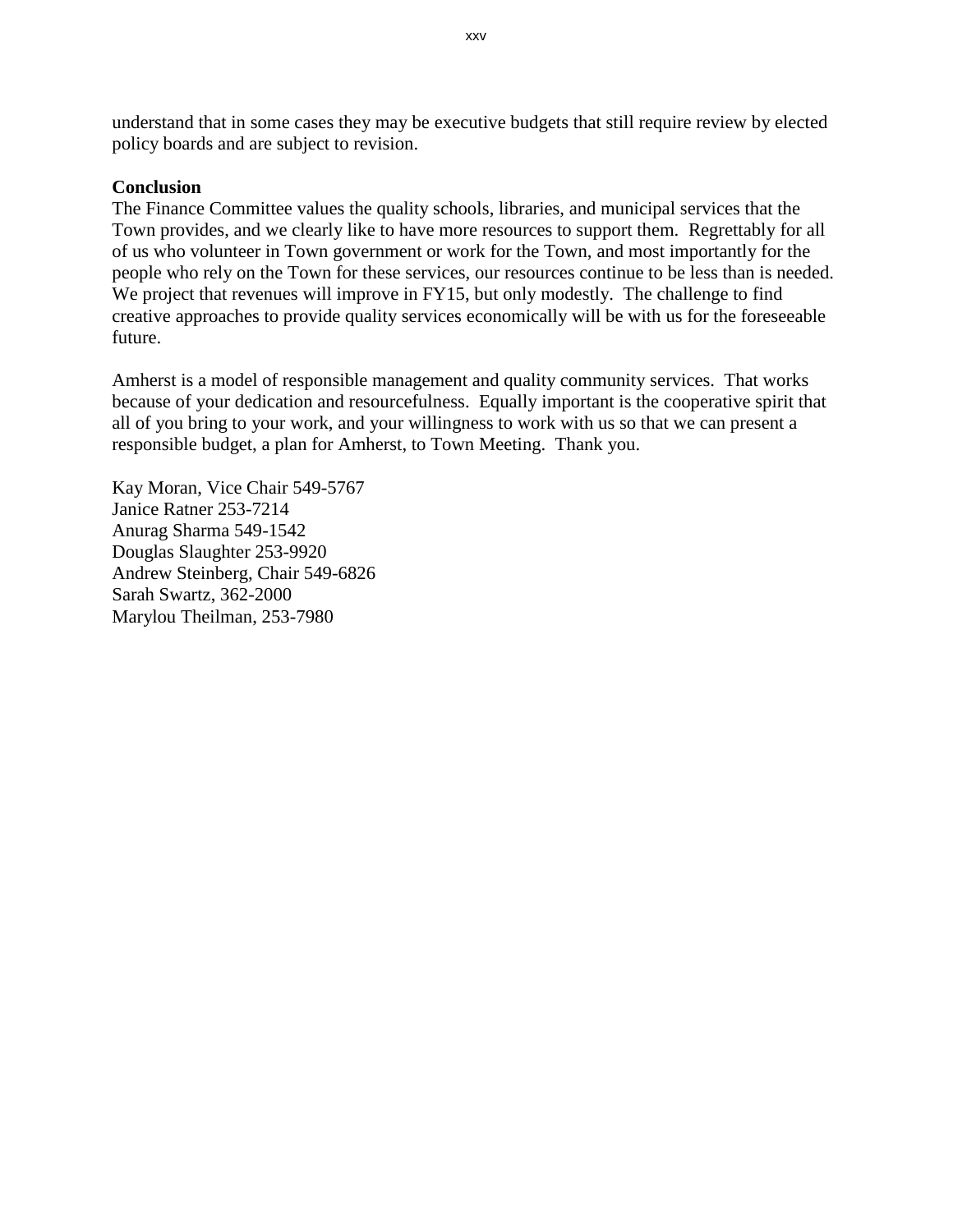understand that in some cases they may be executive budgets that still require review by elected policy boards and are subject to revision.

**Conclusion**

The Finance Committee values the quality schools, libraries, and municipal services that the Town provides, and we clearly like to have more resources to support them. Regrettably for all of us who volunteer in Town government or work for the Town, and most importantly for the people who rely on the Town for these services, our resources continue to be less than is needed. We project that revenues will improve in FY15, but only modestly. The challenge to find creative approaches to provide quality services economically will be with us for the foreseeable future.

Amherst is a model of responsible management and quality community services. That works because of your dedication and resourcefulness. Equally important is the cooperative spirit that all of you bring to your work, and your willingness to work with us so that we can present a responsible budget, a plan for Amherst, to Town Meeting. Thank you.

Kay Moran, Vice Chair 549-5767
Janice Ratner 253-7214
Anurag Sharma 549-1542
Douglas Slaughter 253-9920
Andrew Steinberg, Chair 549-6826
Sarah Swartz, 362-2000
Marylou Theilman, 253-7980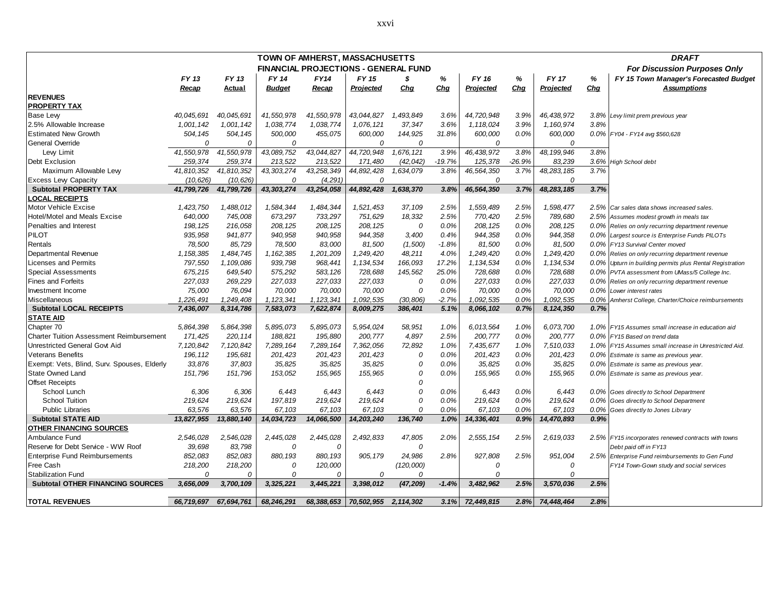| | | | | | | | | | | | | |
|---|---|---|---|---|---|---|---|---|---|---|---|---|
| **TOWN OF AMHERST, MASSACHUSETTS** | | | | | | | | | | | | ***DRAFT*** |
| **FINANCIAL PROJECTIONS - GENERAL FUND** | | | | | | | | | | | | ***For Discussion Purposes Only*** |
| | ***FY 13 Recap*** | ***FY 13 Actual*** | ***FY 14 Budget*** | ***FY14 Recap*** | ***FY 15 Projected*** | ***$ Chg*** | ***% Chg*** | ***FY 16 Projected*** | ***% Chg*** | ***FY 17 Projected*** | ***% Chg*** | ***FY 15 Town Manager's Forecasted Budget Assumptions*** |
| **REVENUES** | | | | | | | | | | | | |
| **PROPERTY TAX** | | | | | | | | | | | | |
| Base Levy | 40,045,691 | 40,045,691 | 41,550,978 | 41,550,978 | 43,044,827 | 1,493,849 | 3.6% | 44,720,948 | 3.9% | 46,438,972 | 3.8% | Levy limit prem previous year |
| 2.5% Allowable Increase | 1,001,142 | 1,001,142 | 1,038,774 | 1,038,774 | 1,076,121 | 37,347 | 3.6% | 1,118,024 | 3.9% | 1,160,974 | 3.8% | |
| Estimated New Growth | 504,145 | 504,145 | 500,000 | 455,075 | 600,000 | 144,925 | 31.8% | 600,000 | 0.0% | 600,000 | 0.0% | FY04 - FY14 avg $560,628 |
| General Override | 0 | 0 | 0 | | 0 | 0 | | 0 | | 0 | | |
| Levy Limit | 41,550,978 | 41,550,978 | 43,089,752 | 43,044,827 | 44,720,948 | 1,676,121 | 3.9% | 46,438,972 | 3.8% | 48,199,946 | 3.8% | |
| Debt Exclusion | 259,374 | 259,374 | 213,522 | 213,522 | 171,480 | (42,042) | -19.7% | 125,378 | -26.9% | 83,239 | 3.6% | High School debt |
| Maximum Allowable Levy | 41,810,352 | 41,810,352 | 43,303,274 | 43,258,349 | 44,892,428 | 1,634,079 | 3.8% | 46,564,350 | 3.7% | 48,283,185 | 3.7% | |
| Excess Levy Capacity | (10,626) | (10,626) | 0 | (4,291) | 0 | | | 0 | | 0 | | |
| **Subtotal PROPERTY TAX** | **41,799,726** | **41,799,726** | **43,303,274** | **43,254,058** | **44,892,428** | **1,638,370** | **3.8%** | **46,564,350** | **3.7%** | **48,283,185** | **3.7%** | |
| **LOCAL RECEIPTS** | | | | | | | | | | | | |
| Motor Vehicle Excise | 1,423,750 | 1,488,012 | 1,584,344 | 1,484,344 | 1,521,453 | 37,109 | 2.5% | 1,559,489 | 2.5% | 1,598,477 | 2.5% | Car sales data shows increased sales. |
| Hotel/Motel and Meals Excise | 640,000 | 745,008 | 673,297 | 733,297 | 751,629 | 18,332 | 2.5% | 770,420 | 2.5% | 789,680 | 2.5% | Assumes modest growth in meals tax |
| Penalties and Interest | 198,125 | 216,058 | 208,125 | 208,125 | 208,125 | 0 | 0.0% | 208,125 | 0.0% | 208,125 | 0.0% | Relies on only recurring department revenue |
| PILOT | 935,958 | 941,877 | 940,958 | 940,958 | 944,358 | 3,400 | 0.4% | 944,358 | 0.0% | 944,358 | 0.0% | Largest source is Enterprise Funds PILOTs |
| Rentals | 78,500 | 85,729 | 78,500 | 83,000 | 81,500 | (1,500) | -1.8% | 81,500 | 0.0% | 81,500 | 0.0% | FY13 Survival Center moved |
| Departmental Revenue | 1,158,385 | 1,484,745 | 1,162,385 | 1,201,209 | 1,249,420 | 48,211 | 4.0% | 1,249,420 | 0.0% | 1,249,420 | 0.0% | Relies on only recurring department revenue |
| Licenses and Permits | 797,550 | 1,109,086 | 939,798 | 968,441 | 1,134,534 | 166,093 | 17.2% | 1,134,534 | 0.0% | 1,134,534 | 0.0% | Upturn in building permits plus Rental Registration |
| Special Assessments | 675,215 | 649,540 | 575,292 | 583,126 | 728,688 | 145,562 | 25.0% | 728,688 | 0.0% | 728,688 | 0.0% | PVTA assessment from UMass/5 College Inc. |
| Fines and Forfeits | 227,033 | 269,229 | 227,033 | 227,033 | 227,033 | 0 | 0.0% | 227,033 | 0.0% | 227,033 | 0.0% | Relies on only recurring department revenue |
| Investment Income | 75,000 | 76,094 | 70,000 | 70,000 | 70,000 | 0 | 0.0% | 70,000 | 0.0% | 70,000 | 0.0% | Lower interest rates |
| Miscellaneous | 1,226,491 | 1,249,408 | 1,123,341 | 1,123,341 | 1,092,535 | (30,806) | -2.7% | 1,092,535 | 0.0% | 1,092,535 | 0.0% | Amherst College, Charter/Choice reimbursements |
| **Subtotal LOCAL RECEIPTS** | **7,436,007** | **8,314,786** | **7,583,073** | **7,622,874** | **8,009,275** | **386,401** | **5.1%** | **8,066,102** | **0.7%** | **8,124,350** | **0.7%** | |
| **STATE AID** | | | | | | | | | | | | |
| Chapter 70 | 5,864,398 | 5,864,398 | 5,895,073 | 5,895,073 | 5,954,024 | 58,951 | 1.0% | 6,013,564 | 1.0% | 6,073,700 | 1.0% | FY15 Assumes small increase in education aid |
| Charter Tuition Assessment Reimbursement | 171,425 | 220,114 | 188,821 | 195,880 | 200,777 | 4,897 | 2.5% | 200,777 | 0.0% | 200,777 | 0.0% | FY15 Based on trend data |
| Unrestricted General Govt Aid | 7,120,842 | 7,120,842 | 7,289,164 | 7,289,164 | 7,362,056 | 72,892 | 1.0% | 7,435,677 | 1.0% | 7,510,033 | 1.0% | FY15 Assumes small increase in Unrestricted Aid. |
| Veterans Benefits | 196,112 | 195,681 | 201,423 | 201,423 | 201,423 | 0 | 0.0% | 201,423 | 0.0% | 201,423 | 0.0% | Estimate is same as previous year. |
| Exempt: Vets, Blind, Surv. Spouses, Elderly | 33,876 | 37,803 | 35,825 | 35,825 | 35,825 | 0 | 0.0% | 35,825 | 0.0% | 35,825 | 0.0% | Estimate is same as previous year. |
| State Owned Land | 151,796 | 151,796 | 153,052 | 155,965 | 155,965 | 0 | 0.0% | 155,965 | 0.0% | 155,965 | 0.0% | Estimate is same as previous year. |
| Offset Receipts | | | | | | 0 | | | | | | |
| School Lunch | 6,306 | 6,306 | 6,443 | 6,443 | 6,443 | 0 | 0.0% | 6,443 | 0.0% | 6,443 | 0.0% | Goes directly to School Department |
| School Tuition | 219,624 | 219,624 | 197,819 | 219,624 | 219,624 | 0 | 0.0% | 219,624 | 0.0% | 219,624 | 0.0% | Goes directly to School Department |
| Public Libraries | 63,576 | 63,576 | 67,103 | 67,103 | 67,103 | 0 | 0.0% | 67,103 | 0.0% | 67,103 | 0.0% | Goes directly to Jones Library |
| **Subtotal STATE AID** | **13,827,955** | **13,880,140** | **14,034,723** | **14,066,500** | **14,203,240** | **136,740** | **1.0%** | **14,336,401** | **0.9%** | **14,470,893** | **0.9%** | |
| **OTHER FINANCING SOURCES** | | | | | | | | | | | | |
| Ambulance Fund | 2,546,028 | 2,546,028 | 2,445,028 | 2,445,028 | 2,492,833 | 47,805 | 2.0% | 2,555,154 | 2.5% | 2,619,033 | 2.5% | FY15 incorporates renewed contracts with towns |
| Reserve for Debt Service - WW Roof | 39,698 | 83,798 | 0 | 0 | | 0 | | | | | | Debt paid off in FY13 |
| Enterprise Fund Reimbursements | 852,083 | 852,083 | 880,193 | 880,193 | 905,179 | 24,986 | 2.8% | 927,808 | 2.5% | 951,004 | 2.5% | Enterprise Fund reimbursements to Gen Fund |
| Free Cash | 218,200 | 218,200 | 0 | 120,000 | | (120,000) | | 0 | | 0 | | FY14 Town-Gown study and social services |
| Stabilization Fund | 0 | 0 | 0 | 0 | 0 | 0 | | 0 | | 0 | | |
| **Subtotal OTHER FINANCING SOURCES** | **3,656,009** | **3,700,109** | **3,325,221** | **3,445,221** | **3,398,012** | **(47,209)** | **-1.4%** | **3,482,962** | **2.5%** | **3,570,036** | **2.5%** | |
| **TOTAL REVENUES** | **66,719,697** | **67,694,761** | **68,246,291** | **68,388,653** | **70,502,955** | **2,114,302** | **3.1%** | **72,449,815** | **2.8%** | **74,448,464** | **2.8%** | |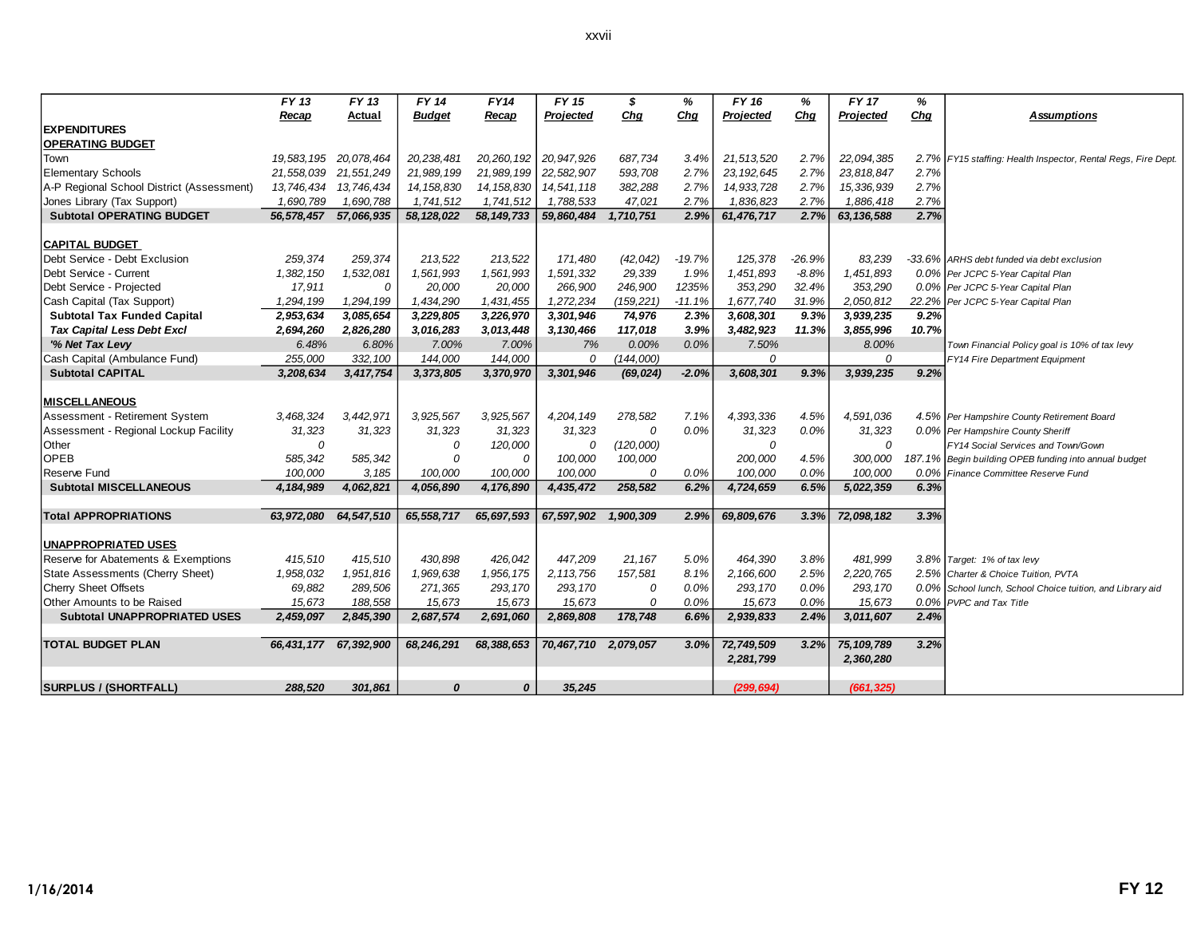| | FY 13 Recap | FY 13 Actual | FY 14 Budget | FY14 Recap | FY 15 Projected | $ Chg | % Chg | FY 16 Projected | % Chg | FY 17 Projected | % Chg | Assumptions |
|---|---|---|---|---|---|---|---|---|---|---|---|---|
| **EXPENDITURES** | | | | | | | | | | | | |
| **OPERATING BUDGET** | | | | | | | | | | | | |
| Town | 19,583,195 | 20,078,464 | 20,238,481 | 20,260,192 | 20,947,926 | 687,734 | 3.4% | 21,513,520 | 2.7% | 22,094,385 | 2.7% | FY15 staffing: Health Inspector, Rental Regs, Fire Dept. |
| Elementary Schools | 21,558,039 | 21,551,249 | 21,989,199 | 21,989,199 | 22,582,907 | 593,708 | 2.7% | 23,192,645 | 2.7% | 23,818,847 | 2.7% | |
| A-P Regional School District (Assessment) | 13,746,434 | 13,746,434 | 14,158,830 | 14,158,830 | 14,541,118 | 382,288 | 2.7% | 14,933,728 | 2.7% | 15,336,939 | 2.7% | |
| Jones Library (Tax Support) | 1,690,789 | 1,690,788 | 1,741,512 | 1,741,512 | 1,788,533 | 47,021 | 2.7% | 1,836,823 | 2.7% | 1,886,418 | 2.7% | |
| **Subtotal OPERATING BUDGET** | **56,578,457** | **57,066,935** | **58,128,022** | **58,149,733** | **59,860,484** | **1,710,751** | **2.9%** | **61,476,717** | **2.7%** | **63,136,588** | **2.7%** | |
| | | | | | | | | | | | | |
| **CAPITAL BUDGET** | | | | | | | | | | | | |
| Debt Service - Debt Exclusion | 259,374 | 259,374 | 213,522 | 213,522 | 171,480 | (42,042) | -19.7% | 125,378 | -26.9% | 83,239 | -33.6% | ARHS debt funded via debt exclusion |
| Debt Service - Current | 1,382,150 | 1,532,081 | 1,561,993 | 1,561,993 | 1,591,332 | 29,339 | 1.9% | 1,451,893 | -8.8% | 1,451,893 | 0.0% | Per JCPC 5-Year Capital Plan |
| Debt Service - Projected | 17,911 | 0 | 20,000 | 20,000 | 266,900 | 246,900 | 1235% | 353,290 | 32.4% | 353,290 | 0.0% | Per JCPC 5-Year Capital Plan |
| Cash Capital (Tax Support) | 1,294,199 | 1,294,199 | 1,434,290 | 1,431,455 | 1,272,234 | (159,221) | -11.1% | 1,677,740 | 31.9% | 2,050,812 | 22.2% | Per JCPC 5-Year Capital Plan |
| **Subtotal Tax Funded Capital** | **2,953,634** | **3,085,654** | **3,229,805** | **3,226,970** | **3,301,946** | **74,976** | **2.3%** | **3,608,301** | **9.3%** | **3,939,235** | **9.2%** | |
| ***Tax Capital Less Debt Excl*** | ***2,694,260*** | ***2,826,280*** | ***3,016,283*** | ***3,013,448*** | ***3,130,466*** | ***117,018*** | ***3.9%*** | ***3,482,923*** | ***11.3%*** | ***3,855,996*** | ***10.7%*** | |
| ***'% Net Tax Levy*** | 6.48% | 6.80% | 7.00% | 7.00% | 7% | 0.00% | 0.0% | 7.50% | | 8.00% | | Town Financial Policy goal is 10% of tax levy |
| Cash Capital (Ambulance Fund) | 255,000 | 332,100 | 144,000 | 144,000 | 0 | (144,000) | | 0 | | 0 | | FY14 Fire Department Equipment |
| **Subtotal CAPITAL** | **3,208,634** | **3,417,754** | **3,373,805** | **3,370,970** | **3,301,946** | **(69,024)** | **-2.0%** | **3,608,301** | **9.3%** | **3,939,235** | **9.2%** | |
| | | | | | | | | | | | | |
| **MISCELLANEOUS** | | | | | | | | | | | | |
| Assessment - Retirement System | 3,468,324 | 3,442,971 | 3,925,567 | 3,925,567 | 4,204,149 | 278,582 | 7.1% | 4,393,336 | 4.5% | 4,591,036 | 4.5% | Per Hampshire County Retirement Board |
| Assessment - Regional Lockup Facility | 31,323 | 31,323 | 31,323 | 31,323 | 31,323 | 0 | 0.0% | 31,323 | 0.0% | 31,323 | 0.0% | Per Hampshire County Sheriff |
| Other | 0 | | 0 | 120,000 | 0 | (120,000) | | 0 | | 0 | | FY14 Social Services and Town/Gown |
| OPEB | 585,342 | 585,342 | 0 | 0 | 100,000 | 100,000 | | 200,000 | 4.5% | 300,000 | 187.1% | Begin building OPEB funding into annual budget |
| Reserve Fund | 100,000 | 3,185 | 100,000 | 100,000 | 100,000 | 0 | 0.0% | 100,000 | 0.0% | 100,000 | 0.0% | Finance Committee Reserve Fund |
| **Subtotal MISCELLANEOUS** | **4,184,989** | **4,062,821** | **4,056,890** | **4,176,890** | **4,435,472** | **258,582** | **6.2%** | **4,724,659** | **6.5%** | **5,022,359** | **6.3%** | |
| | | | | | | | | | | | | |
| **Total APPROPRIATIONS** | **63,972,080** | **64,547,510** | **65,558,717** | **65,697,593** | **67,597,902** | **1,900,309** | **2.9%** | **69,809,676** | **3.3%** | **72,098,182** | **3.3%** | |
| | | | | | | | | | | | | |
| **UNAPPROPRIATED USES** | | | | | | | | | | | | |
| Reserve for Abatements & Exemptions | 415,510 | 415,510 | 430,898 | 426,042 | 447,209 | 21,167 | 5.0% | 464,390 | 3.8% | 481,999 | 3.8% | Target: 1% of tax levy |
| State Assessments (Cherry Sheet) | 1,958,032 | 1,951,816 | 1,969,638 | 1,956,175 | 2,113,756 | 157,581 | 8.1% | 2,166,600 | 2.5% | 2,220,765 | 2.5% | Charter & Choice Tuition, PVTA |
| Cherry Sheet Offsets | 69,882 | 289,506 | 271,365 | 293,170 | 293,170 | 0 | 0.0% | 293,170 | 0.0% | 293,170 | 0.0% | School lunch, School Choice tuition, and Library aid |
| Other Amounts to be Raised | 15,673 | 188,558 | 15,673 | 15,673 | 15,673 | 0 | 0.0% | 15,673 | 0.0% | 15,673 | 0.0% | PVPC and Tax Title |
| **Subtotal UNAPPROPRIATED USES** | **2,459,097** | **2,845,390** | **2,687,574** | **2,691,060** | **2,869,808** | **178,748** | **6.6%** | **2,939,833** | **2.4%** | **3,011,607** | **2.4%** | |
| | | | | | | | | | | | | |
| **TOTAL BUDGET PLAN** | **66,431,177** | **67,392,900** | **68,246,291** | **68,388,653** | **70,467,710** | **2,079,057** | **3.0%** | **72,749,509** | **3.2%** | **75,109,789** | **3.2%** | |
| | | | | | | | | **2,281,799** | | **2,360,280** | | |
| | | | | | | | | | | | | |
| **SURPLUS / (SHORTFALL)** | **288,520** | **301,861** | **0** | **0** | **35,245** | | | **(299,694)** | | **(661,325)** | | |

1/16/2014

FY 12